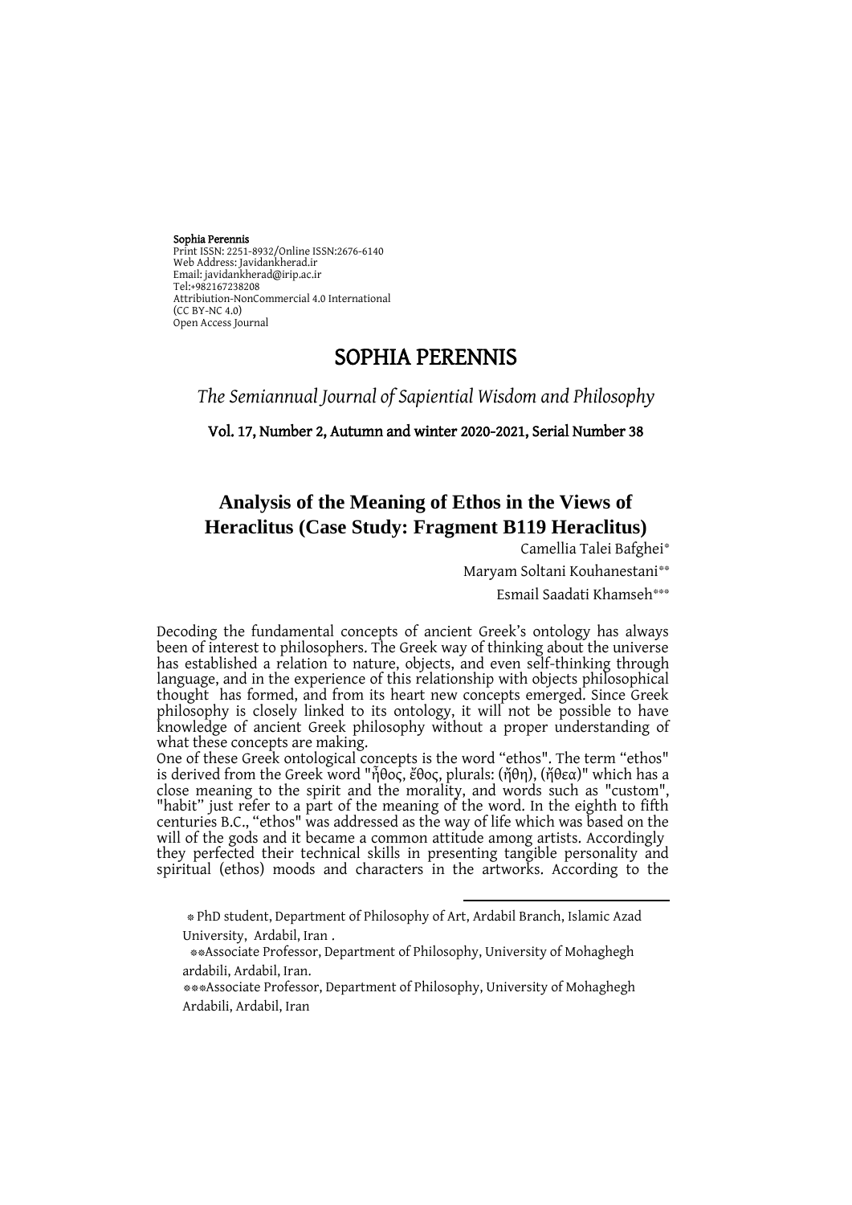**Sophia Perennis**
Print ISSN: 2251-8932/Online ISSN:2676-6140
Web Address: Javidankherad.ir
Email: javidankherad@irip.ac.ir
Tel:+982167238208
Attribiution-NonCommercial 4.0 International
(CC BY-NC 4.0)
Open Access Journal

# SOPHIA PERENNIS

*The Semiannual Journal of Sapiential Wisdom and Philosophy*

**Vol. 17, Number 2, Autumn and winter 2020-2021, Serial Number 38**

## Analysis of the Meaning of Ethos in the Views of Heraclitus (Case Study: Fragment B119 Heraclitus)

Camellia Talei Bafghei[*]

Maryam Soltani Kouhanestani[**]

Esmail Saadati Khamseh[***]

Decoding the fundamental concepts of ancient Greek's ontology has always been of interest to philosophers. The Greek way of thinking about the universe has established a relation to nature, objects, and even self-thinking through language, and in the experience of this relationship with objects philosophical thought has formed, and from its heart new concepts emerged. Since Greek philosophy is closely linked to its ontology, it will not be possible to have knowledge of ancient Greek philosophy without a proper understanding of what these concepts are making.

One of these Greek ontological concepts is the word "ethos". The term "ethos" is derived from the Greek word "ἦθος, ἔθος, plurals: (ἤθη), (ἤθεα)" which has a close meaning to the spirit and the morality, and words such as "custom", "habit" just refer to a part of the meaning of the word. In the eighth to fifth centuries B.C., "ethos" was addressed as the way of life which was based on the will of the gods and it became a common attitude among artists. Accordingly they perfected their technical skills in presenting tangible personality and spiritual (ethos) moods and characters in the artworks. According to the

---

[*] PhD student, Department of Philosophy of Art, Ardabil Branch, Islamic Azad University, Ardabil, Iran .

[**] Associate Professor, Department of Philosophy, University of Mohaghegh ardabili, Ardabil, Iran.

[***] Associate Professor, Department of Philosophy, University of Mohaghegh Ardabili, Ardabil, Iran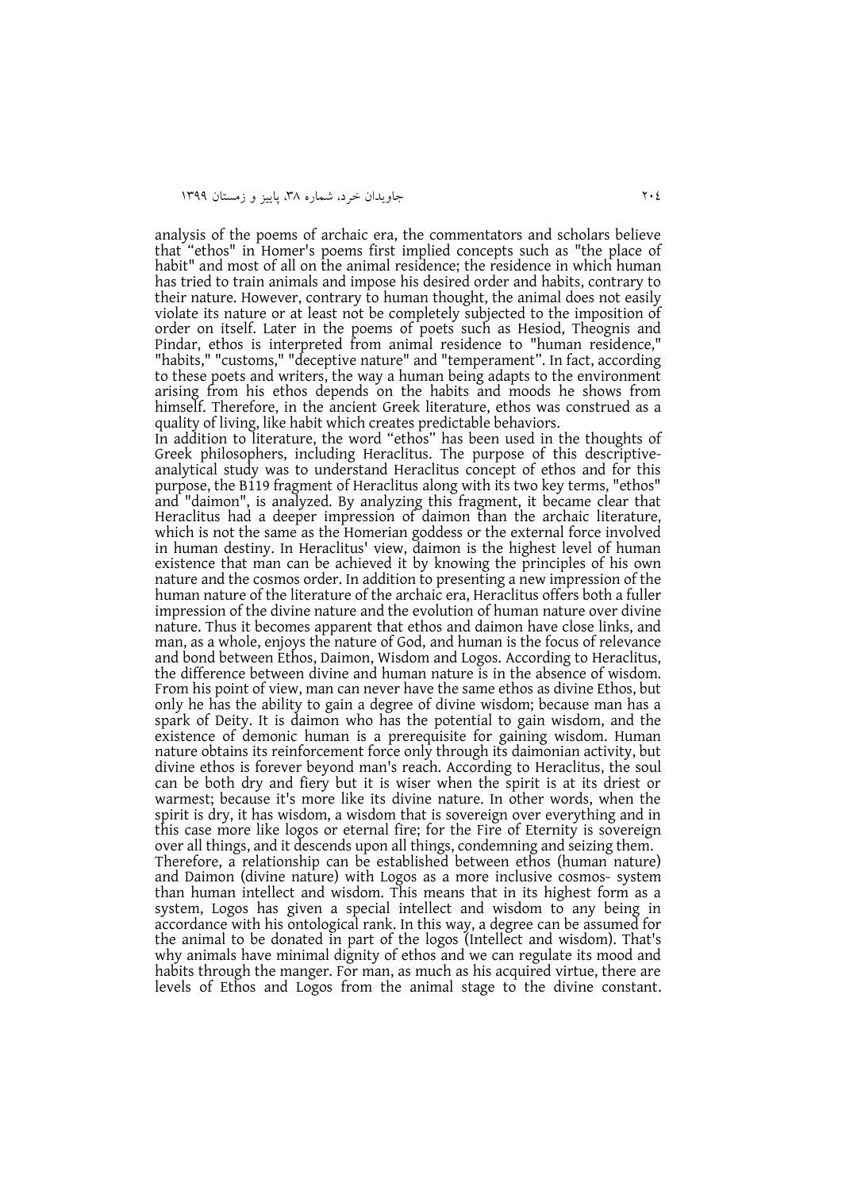analysis of the poems of archaic era, the commentators and scholars believe that "ethos" in Homer's poems first implied concepts such as "the place of habit" and most of all on the animal residence; the residence in which human has tried to train animals and impose his desired order and habits, contrary to their nature. However, contrary to human thought, the animal does not easily violate its nature or at least not be completely subjected to the imposition of order on itself. Later in the poems of poets such as Hesiod, Theognis and Pindar, ethos is interpreted from animal residence to "human residence," "habits," "customs," "deceptive nature" and "temperament". In fact, according to these poets and writers, the way a human being adapts to the environment arising from his ethos depends on the habits and moods he shows from himself. Therefore, in the ancient Greek literature, ethos was construed as a quality of living, like habit which creates predictable behaviors.

In addition to literature, the word "ethos" has been used in the thoughts of Greek philosophers, including Heraclitus. The purpose of this descriptive-analytical study was to understand Heraclitus concept of ethos and for this purpose, the B119 fragment of Heraclitus along with its two key terms, "ethos" and "daimon", is analyzed. By analyzing this fragment, it became clear that Heraclitus had a deeper impression of daimon than the archaic literature, which is not the same as the Homerian goddess or the external force involved in human destiny. In Heraclitus' view, daimon is the highest level of human existence that man can be achieved it by knowing the principles of his own nature and the cosmos order. In addition to presenting a new impression of the human nature of the literature of the archaic era, Heraclitus offers both a fuller impression of the divine nature and the evolution of human nature over divine nature. Thus it becomes apparent that ethos and daimon have close links, and man, as a whole, enjoys the nature of God, and human is the focus of relevance and bond between Ethos, Daimon, Wisdom and Logos. According to Heraclitus, the difference between divine and human nature is in the absence of wisdom. From his point of view, man can never have the same ethos as divine Ethos, but only he has the ability to gain a degree of divine wisdom; because man has a spark of Deity. It is daimon who has the potential to gain wisdom, and the existence of demonic human is a prerequisite for gaining wisdom. Human nature obtains its reinforcement force only through its daimonian activity, but divine ethos is forever beyond man's reach. According to Heraclitus, the soul can be both dry and fiery but it is wiser when the spirit is at its driest or warmest; because it's more like its divine nature. In other words, when the spirit is dry, it has wisdom, a wisdom that is sovereign over everything and in this case more like logos or eternal fire; for the Fire of Eternity is sovereign over all things, and it descends upon all things, condemning and seizing them.

Therefore, a relationship can be established between ethos (human nature) and Daimon (divine nature) with Logos as a more inclusive cosmos- system than human intellect and wisdom. This means that in its highest form as a system, Logos has given a special intellect and wisdom to any being in accordance with his ontological rank. In this way, a degree can be assumed for the animal to be donated in part of the logos (Intellect and wisdom). That's why animals have minimal dignity of ethos and we can regulate its mood and habits through the manger. For man, as much as his acquired virtue, there are levels of Ethos and Logos from the animal stage to the divine constant.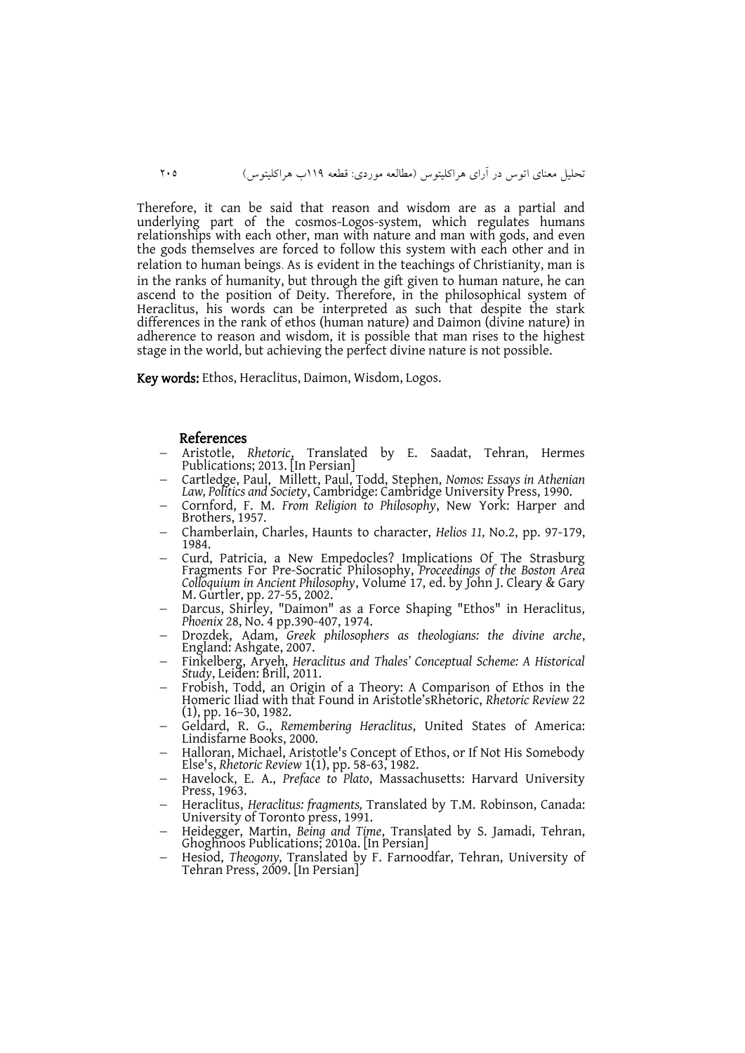Therefore, it can be said that reason and wisdom are as a partial and underlying part of the cosmos-Logos-system, which regulates humans relationships with each other, man with nature and man with gods, and even the gods themselves are forced to follow this system with each other and in relation to human beings. As is evident in the teachings of Christianity, man is in the ranks of humanity, but through the gift given to human nature, he can ascend to the position of Deity. Therefore, in the philosophical system of Heraclitus, his words can be interpreted as such that despite the stark differences in the rank of ethos (human nature) and Daimon (divine nature) in adherence to reason and wisdom, it is possible that man rises to the highest stage in the world, but achieving the perfect divine nature is not possible.

**Key words:** Ethos, Heraclitus, Daimon, Wisdom, Logos.

## References

- Aristotle, *Rhetoric*, Translated by E. Saadat, Tehran, Hermes Publications; 2013. [In Persian]
- Cartledge, Paul, Millett, Paul, Todd, Stephen, *Nomos: Essays in Athenian Law, Politics and Society*, Cambridge: Cambridge University Press, 1990.
- Cornford, F. M. *From Religion to Philosophy*, New York: Harper and Brothers, 1957.
- Chamberlain, Charles, Haunts to character, *Helios 11,* No.2, pp. 97-179, 1984.
- Curd, Patricia, a New Empedocles? Implications Of The Strasburg Fragments For Pre-Socratic Philosophy, *Proceedings of the Boston Area Colloquium in Ancient Philosophy*, Volume 17, ed. by John J. Cleary & Gary M. Gurtler, pp. 27-55, 2002.
- Darcus, Shirley, "Daimon" as a Force Shaping "Ethos" in Heraclitus, *Phoenix* 28, No. 4 pp.390-407, 1974.
- Drozdek, Adam, *Greek philosophers as theologians: the divine arche*, England: Ashgate, 2007.
- Finkelberg, Aryeh, *Heraclitus and Thales' Conceptual Scheme: A Historical Study*, Leiden: Brill, 2011.
- Frobish, Todd, an Origin of a Theory: A Comparison of Ethos in the Homeric Iliad with that Found in Aristotle'sRhetoric, *Rhetoric Review* 22 (1), pp. 16–30, 1982.
- Geldard, R. G., *Remembering Heraclitus*, United States of America: Lindisfarne Books, 2000.
- Halloran, Michael, Aristotle's Concept of Ethos, or If Not His Somebody Else's, *Rhetoric Review* 1(1), pp. 58-63, 1982.
- Havelock, E. A., *Preface to Plato*, Massachusetts: Harvard University Press, 1963.
- Heraclitus, *Heraclitus: fragments,* Translated by T.M. Robinson, Canada: University of Toronto press, 1991.
- Heidegger, Martin, *Being and Time*, Translated by S. Jamadi, Tehran, Ghoghnoos Publications; 2010a. [In Persian]
- Hesiod, *Theogony,* Translated by F. Farnoodfar, Tehran, University of Tehran Press, 2009. [In Persian]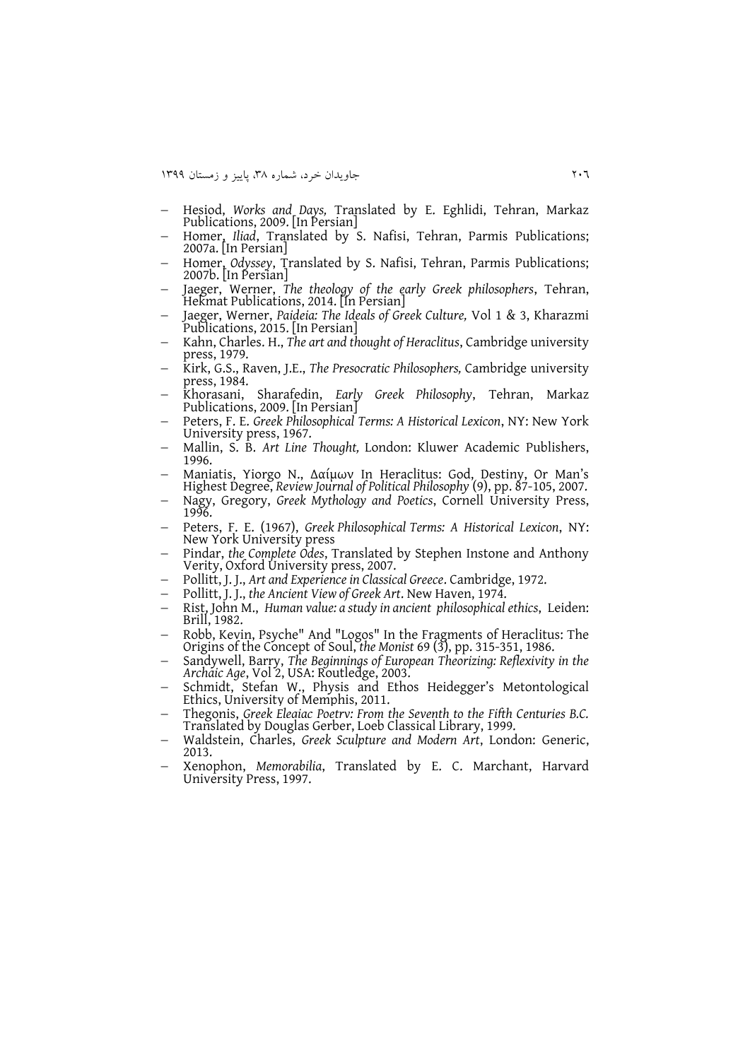- Hesiod, *Works and Days,* Translated by E. Eghlidi, Tehran, Markaz Publications, 2009. [In Persian]
- Homer, *Iliad*, Translated by S. Nafisi, Tehran, Parmis Publications; 2007a. [In Persian]
- Homer, *Odyssey*, Translated by S. Nafisi, Tehran, Parmis Publications; 2007b. [In Persian]
- Jaeger, Werner, *The theology of the early Greek philosophers*, Tehran, Hekmat Publications, 2014. [In Persian]
- Jaeger, Werner, *Paideia: The Ideals of Greek Culture,* Vol 1 & 3, Kharazmi Publications, 2015. [In Persian]
- Kahn, Charles. H., *The art and thought of Heraclitus*, Cambridge university press, 1979.
- Kirk, G.S., Raven, J.E., *The Presocratic Philosophers,* Cambridge university press, 1984.
- Khorasani, Sharafedin, *Early Greek Philosophy*, Tehran, Markaz Publications, 2009. [In Persian]
- Peters, F. E. *Greek Philosophical Terms: A Historical Lexicon*, NY: New York University press, 1967.
- Mallin, S. B. *Art Line Thought,* London: Kluwer Academic Publishers, 1996.
- Maniatis, Yiorgo N., Δαίμων In Heraclitus: God, Destiny, Or Man's Highest Degree, *Review Journal of Political Philosophy* (9), pp. 87-105, 2007.
- Nagy, Gregory, *Greek Mythology and Poetics*, Cornell University Press, 1996.
- Peters, F. E. (1967), *Greek Philosophical Terms: A Historical Lexicon*, NY: New York University press
- Pindar, *the Complete Odes*, Translated by Stephen Instone and Anthony Verity, Oxford University press, 2007.
- Pollitt, J. J., *Art and Experience in Classical Greece*. Cambridge, 1972.
- Pollitt, J. J., *the Ancient View of Greek Art*. New Haven, 1974.
- Rist, John M., *Human value: a study in ancient philosophical ethics*, Leiden: Brill, 1982.
- Robb, Kevin, Psyche" And "Logos" In the Fragments of Heraclitus: The Origins of the Concept of Soul, *the Monist* 69 (3), pp. 315-351, 1986.
- Sandywell, Barry, *The Beginnings of European Theorizing: Reflexivity in the Archaic Age*, Vol 2, USA: Routledge, 2003.
- Schmidt, Stefan W., Physis and Ethos Heidegger's Metontological Ethics, University of Memphis, 2011.
- Thegonis, *Greek Eleaiac Poetrv: From the Seventh to the Fifth Centuries B.C.* Translated by Douglas Gerber, Loeb Classical Library, 1999.
- Waldstein, Charles, *Greek Sculpture and Modern Art*, London: Generic, 2013.
- Xenophon, *Memorabilia*, Translated by E. C. Marchant, Harvard University Press, 1997.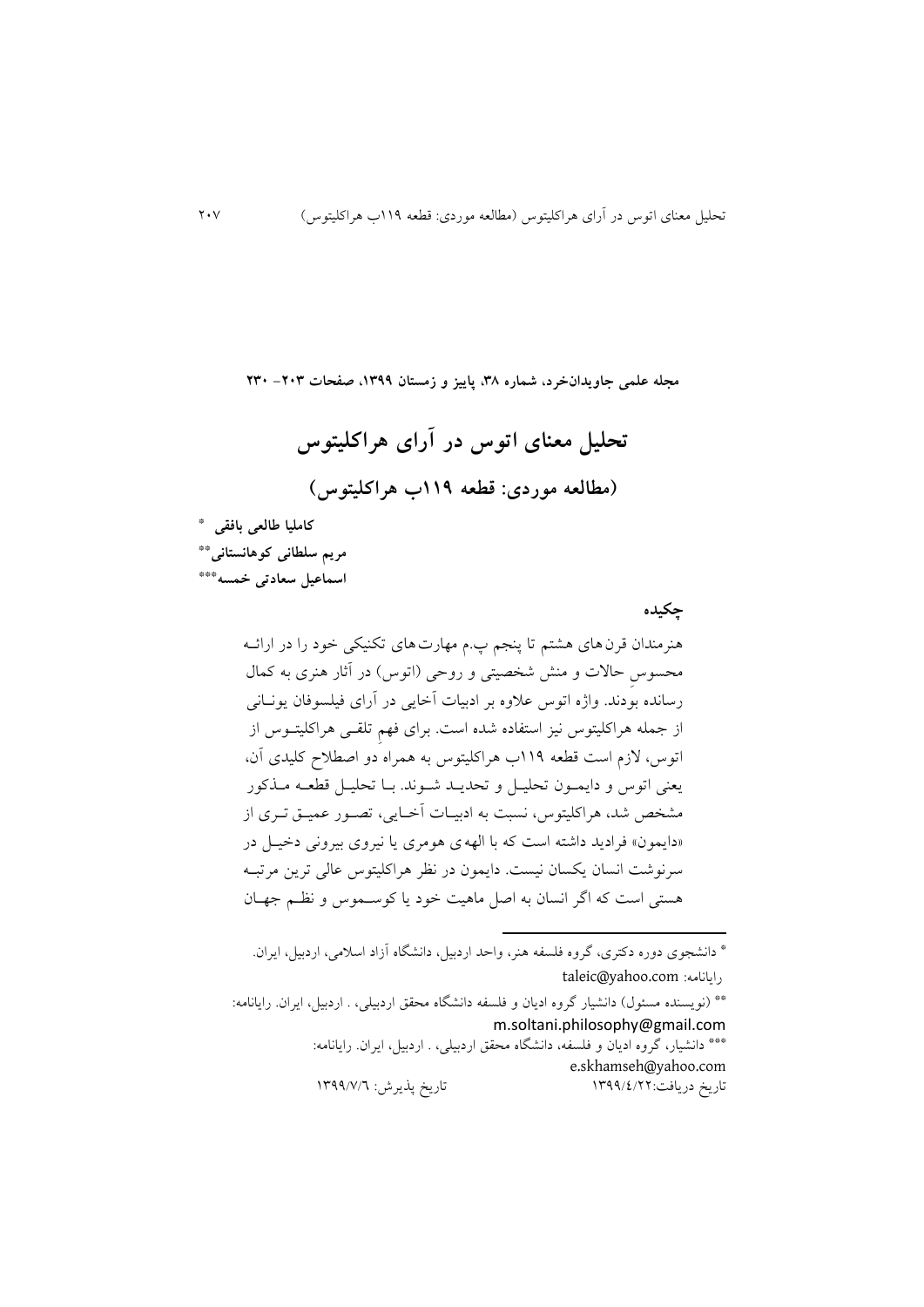**مجله علمی جاویدان‌خرد، شماره ۳۸، پاییز و زمستان ۱۳۹۹، صفحات ۲۰۳– ۲۳۰**

# تحلیل معنای اتوس در آرای هراکلیتوس

## (مطالعه موردی: قطعه ۱۱۹ب هراکلیتوس)

**کاملیا طالعی بافقی** *

**مریم سلطانی کوهانستانی****

**اسماعیل سعادتی خمسه*****

### چکیده

هنرمندان قرن‌های هشتم تا پنجم پ.م مهارت‌های تکنیکی خود را در ارائـه محسوسِ حالات و منش شخصیتی و روحی (اتوس) در آثار هنری به کمال رسانده بودند. واژه اتوس علاوه بر ادبیات آخایی در آرای فیلسوفان یونـانی از جمله هراکلیتوس نیز استفاده شده است. برای فهمِ تلقـی هراکلیتـوس از اتوس، لازم است قطعه ۱۱۹ب هراکلیتوس به همراه دو اصطلاح کلیدی آن، یعنی اتوس و دایمـون تحلیـل و تحدیـد شـوند. بـا تحلیـل قطعـه مـذکور مشخص شد، هراکلیتوس، نسبت به ادبیـات آخـایی، تصـور عمیـق تـری از «دایمون» فرادید داشته است که با الهه‌ی هومری یا نیروی بیرونی دخیـل در سرنوشت انسان یکسان نیست. دایمون در نظر هراکلیتوس عالی ترین مرتبـه هستی است که اگر انسان به اصل ماهیت خود یا کوسـموس و نظـم جهـان

---

* دانشجوی دوره دکتری، گروه فلسفه هنر، واحد اردبیل، دانشگاه آزاد اسلامی، اردبیل، ایران. رایانامه: taleic@yahoo.com

** (نویسنده مسئول) دانشیار گروه ادیان و فلسفه دانشگاه محقق اردبیلی، . اردبیل، ایران. رایانامه: m.soltani.philosophy@gmail.com

*** دانشیار، گروه ادیان و فلسفه، دانشگاه محقق اردبیلی، . اردبیل، ایران. رایانامه: e.skhamseh@yahoo.com

تاریخ دریافت:۱۳۹۹/٤/۲۲ &nbsp;&nbsp;&nbsp;&nbsp;&nbsp;&nbsp;&nbsp;&nbsp; تاریخ پذیرش: ۱۳۹۹/۷/٦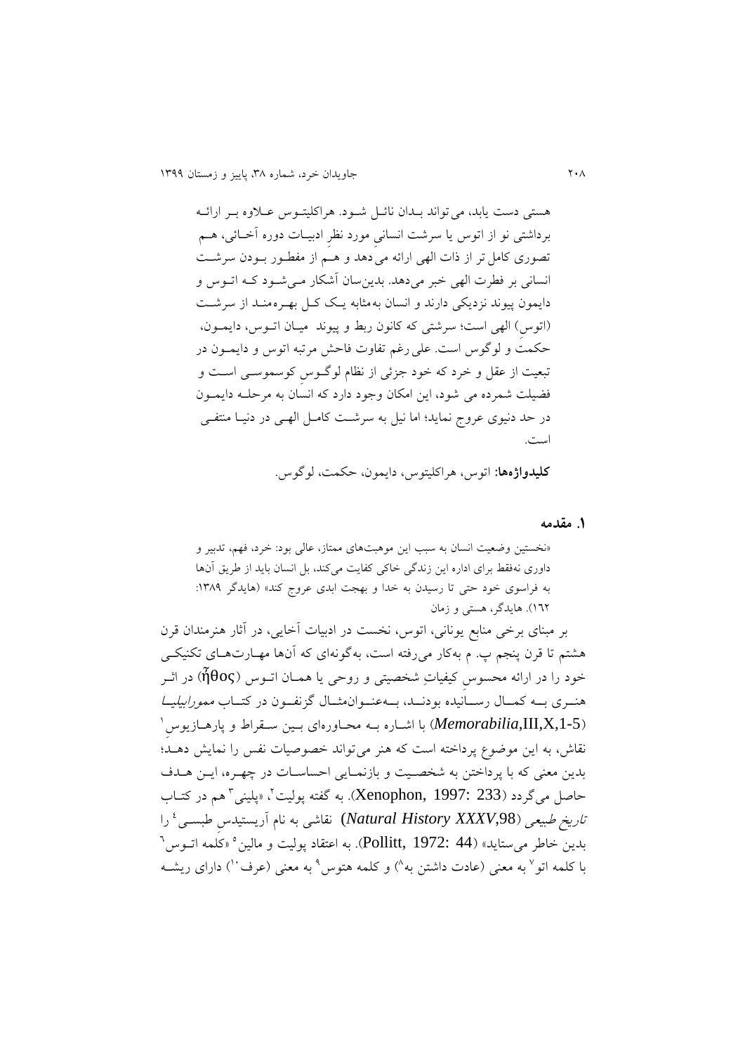هستی دست یابد، می‌تواند بدان نائل شود. هراکلیتوس علاوه بر ارائه برداشتی نو از اتوس یا سرشت انسانیِ مورد نظرِ ادبیات دوره آخائی، هم تصوری کامل‌تر از ذات الهی ارائه می‌دهد و هم از مفطور بودن سرشت انسانی بر فطرت الهی خبر می‌دهد. بدین‌سان آشکار می‌شود که اتوس و دایمون پیوند نزدیکی دارند و انسان به‌مثابه یک کل بهره‌مند از سرشت (اتوسِ) الهی است؛ سرشتی که کانون ربط و پیوند میان اتوس، دایمون، حکمت و لوگوس است. علی‌رغم تفاوت فاحش مرتبه اتوس و دایمون در تبعیت از عقل و خرد که خود جزئی از نظام لوگوس کوسموسی است و فضیلت شمرده می شود، این امکان وجود دارد که انسان به مرحله دایمون در حد دنیوی عروج نماید؛ اما نیل به سرشت کامل الهی در دنیا منتفی است.

**کلیدواژه‌ها:** اتوس، هراکلیتوس، دایمون، حکمت، لوگوس.

## ۱. مقدمه

«نخستین وضعیت انسان به سبب این موهبت‌های ممتاز، عالی بود: خرد، فهم، تدبیر و داوری نه‌فقط برای اداره این زندگی خاکی کفایت می‌کند، بل انسان باید از طریق آن‌ها به فراسوی خود حتی تا رسیدن به خدا و بهجت ابدی عروج کند» (هایدگر ۱۳۸۹: ۱۶۲). هایدگر، هستی و زمان

بر مبنای برخی منابع یونانی، اتوس، نخست در ادبیات آخایی، در آثار هنرمندان قرن هشتم تا قرن پنجم پ. م به‌کار می‌رفته است، به‌گونه‌ای که آن‌ها مهارت‌های تکنیکی خود را در ارائه محسوسِ کیفیاتِ شخصیتی و روحی یا همان اتوس (ἦθος) در اثر هنری به کمال رسانیده بودند، به‌عنوان‌مثال گزنفون در کتاب *ممورابیلیا* (*Memorabilia*,III,X,1-5) با اشاره به محاوره‌ای بین سقراط و پارهازیوس[۱] نقاش، به این موضوع پرداخته است که هنر می‌تواند خصوصیات نفس را نمایش دهد؛ بدین معنی که با پرداختن به شخصیت و بازنمایی احساسات در چهره، این هدف حاصل می‌گردد (Xenophon, 1997: 233). به گفته پولیت[۲]، «پلینی[۳] هم در کتاب *تاریخ طبیعی* (*Natural History XXXV*,98) نقاشی به نام آریستیدس طبسی[۴] را بدین خاطر می‌ستاید» (Pollitt, 1972: 44). به اعتقاد پولیت و مالین[۵] «کلمه اتوس[۶] با کلمه اتو[۷] به معنی (عادت داشتن به[۸]) و کلمه هتوس[۹] به معنی (عرف[۱۰]) دارای ریشه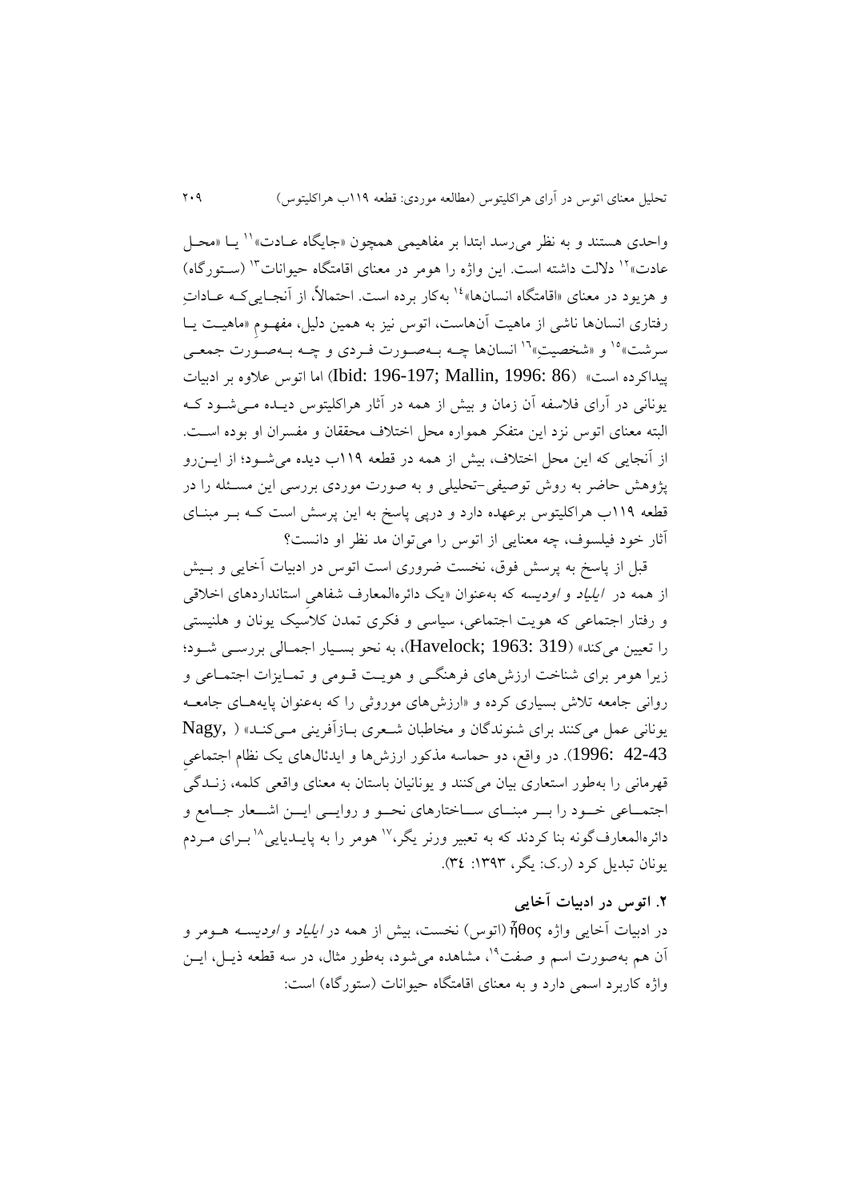واحدی هستند و به نظر می‌رسد ابتدا بر مفاهیمی همچون «جایگاه عادت»[11] یا «محل عادت»[12] دلالت داشته است. این واژه را هومر در معنای اقامتگاه حیوانات[13] (ستورگاه) و هزیود در معنای «اقامتگاه انسان‌ها»[14] به‌کار برده است. احتمالاً، از آنجایی‌که عاداتِ رفتاری انسان‌ها ناشی از ماهیت آن‌هاست، اتوس نیز به همین دلیل، مفهومِ «ماهیت یا سرشت»[15] و «شخصیتِ»[16] انسان‌ها چه به‌صورت فردی و چه به‌صورت جمعی پیداکرده است» (Ibid: 196-197; Mallin, 1996: 86) اما اتوس علاوه بر ادبیات یونانی در آرای فلاسفه آن زمان و بیش از همه در آثار هراکلیتوس دیده می‌شود که البته معنای اتوس نزد این متفکر همواره محل اختلاف محققان و مفسران او بوده است. از آنجایی که این محل اختلاف، بیش از همه در قطعه ۱۱۹ب دیده می‌شود؛ از این‌رو پژوهش حاضر به روش توصیفی-تحلیلی و به صورت موردی بررسی این مسئله را در قطعه ۱۱۹ب هراکلیتوس برعهده دارد و درپی پاسخ به این پرسش است که بر مبنای آثار خود فیلسوف، چه معنایی از اتوس را می‌توان مد نظر او دانست؟

قبل از پاسخ به پرسش فوق، نخست ضروری است اتوس در ادبیات آخایی و بیش از همه در *ایلیاد و اودیسه* که به‌عنوان «یک دائره‌المعارف شفاهیِ استانداردهای اخلاقی و رفتار اجتماعی که هویت اجتماعی، سیاسی و فکری تمدن کلاسیک یونان و هلنیستی را تعیین می‌کند» (Havelock; 1963: 319)، به نحو بسیار اجمالی بررسی شود؛ زیرا هومر برای شناخت ارزش‌های فرهنگی و هویت قومی و تمایزات اجتماعی و روانی جامعه تلاش بسیاری کرده و «ارزش‌های موروثی را که به‌عنوان پایه‌های جامعه یونانی عمل می‌کنند برای شنوندگان و مخاطبان شعری بازآفرینی می‌کند» (Nagy, 1996: 42-43). در واقع، دو حماسه مذکور ارزش‌ها و ایدئال‌های یک نظام اجتماعیِ قهرمانی را به‌طور استعاری بیان می‌کنند و یونانیان باستان به معنای واقعی کلمه، زندگی اجتماعی خود را بر مبنای ساختارهای نحو و روایی این اشعار جامع و دائره‌المعارف‌گونه بنا کردند که به تعبیر ورنر یگر،[17] هومر را به پایدیایی[18] برای مردم یونان تبدیل کرد (ر.ک: یگر، ۱۳۹۳: ۳۴).

## ۲. اتوس در ادبیات آخایی

در ادبیات آخایی واژه ἦθος (اتوس) نخست، بیش از همه در *ایلیاد و اودیسه* هومر و آن هم به‌صورت اسم و صفت[19]، مشاهده می‌شود، به‌طور مثال، در سه قطعه ذیل، این واژه کاربرد اسمی دارد و به معنای اقامتگاه حیوانات (ستورگاه) است: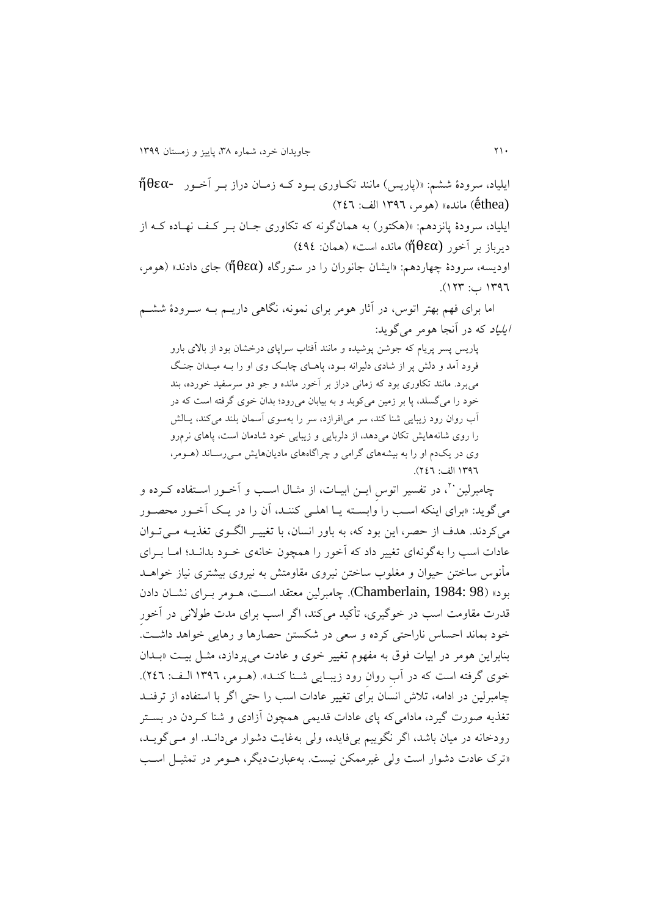ایلیاد، سرودهٔ ششم: «(پاریس) مانند تکاوری بود که زمان دراز بر آخور -ἤθεα (éthea) مانده» (هومر، ۱۳۹۶ الف: ۲٤٦)

ایلیاد، سرودهٔ پانزدهم: «(هکتور) به همان‌گونه که تکاوری جان بر کف نهاده که از دیرباز بر آخور (ἤθεα) مانده است» (همان: ٤٩٤)

اودیسه، سرودهٔ چهاردهم: «ایشان جانوران را در ستورگاه (ἤθεα) جای دادند» (هومر، ۱۳۹۶ ب: ۱۲۳).

اما برای فهم بهتر اتوس، در آثار هومر برای نمونه، نگاهی داریم به سرودهٔ ششم *ایلیاد* که در آنجا هومر می‌گوید:

> پاریس پسر پریام که جوشن پوشیده و مانند آفتاب سراپای درخشان بود از بالای بارو فرود آمد و دلش پر از شادی دلیرانه بود، پاهای چابک وی او را به میدان جنگ می‌برد. مانند تکاوری بود که زمانی دراز بر آخور مانده و جو دو سرسفید خورده، بند خود را می‌گسلد، پا بر زمین می‌کوبد و به بیابان می‌رود؛ بدان خوی گرفته است که در آب روان رود زیبایی شنا کند، سر می‌افرازد، سر را به‌سوی آسمان بلند می‌کند، یالش را روی شانه‌هایش تکان می‌دهد، از دلربایی و زیبایی خود شادمان است، پاهای نرم‌رو وی در یک‌دم او را به بیشه‌های گرامی و چراگاه‌های مادیان‌هایش می‌رساند (هومر، ۱۳۹۶ الف: ۲٤٦).

چامبرلین[20]، در تفسیر اتوسِ این ابیات، از مثال اسب و آخور استفاده کرده و می‌گوید: «برای اینکه اسب را وابسته یا اهلی کنند، آن را در یک آخور محصور می‌کردند. هدف از حصر، این بود که، به باور انسان، با تغییر الگوی تغذیه می‌توان عادات اسب را به‌گونه‌ای تغییر داد که آخور را همچون خانه‌ی خود بداند؛ اما برای مأنوس ساختن حیوان و مغلوب ساختن نیروی مقاومتش به نیروی بیشتری نیاز خواهد بود» (Chamberlain, 1984: 98). چامبرلین معتقد است، هومر برای نشان دادن قدرت مقاومت اسب در خوگیری، تأکید می‌کند، اگر اسب برای مدت طولانی در آخورِ خود بماند احساس ناراحتی کرده و سعی در شکستن حصارها و رهایی خواهد داشت. بنابراین هومر در ابیات فوق به مفهوم تغییر خوی و عادت می‌پردازد، مثل بیت «بدان خوی گرفته است که در آبِ روانِ رود زیبایی شنا کند». (هومر، ۱۳۹۶ الف: ۲٤٦). چامبرلین در ادامه، تلاش انسان برای تغییر عادات اسب را حتی اگر با استفاده از ترفند تغذیه صورت گیرد، مادامی‌که پای عادات قدیمی همچون آزادی و شنا کردن در بستر رودخانه در میان باشد، اگر نگوییم بی‌فایده، ولی به‌غایت دشوار می‌داند. او می‌گوید، «ترک عادت دشوار است ولی غیرممکن نیست. به‌عبارت‌دیگر، هومر در تمثیل اسب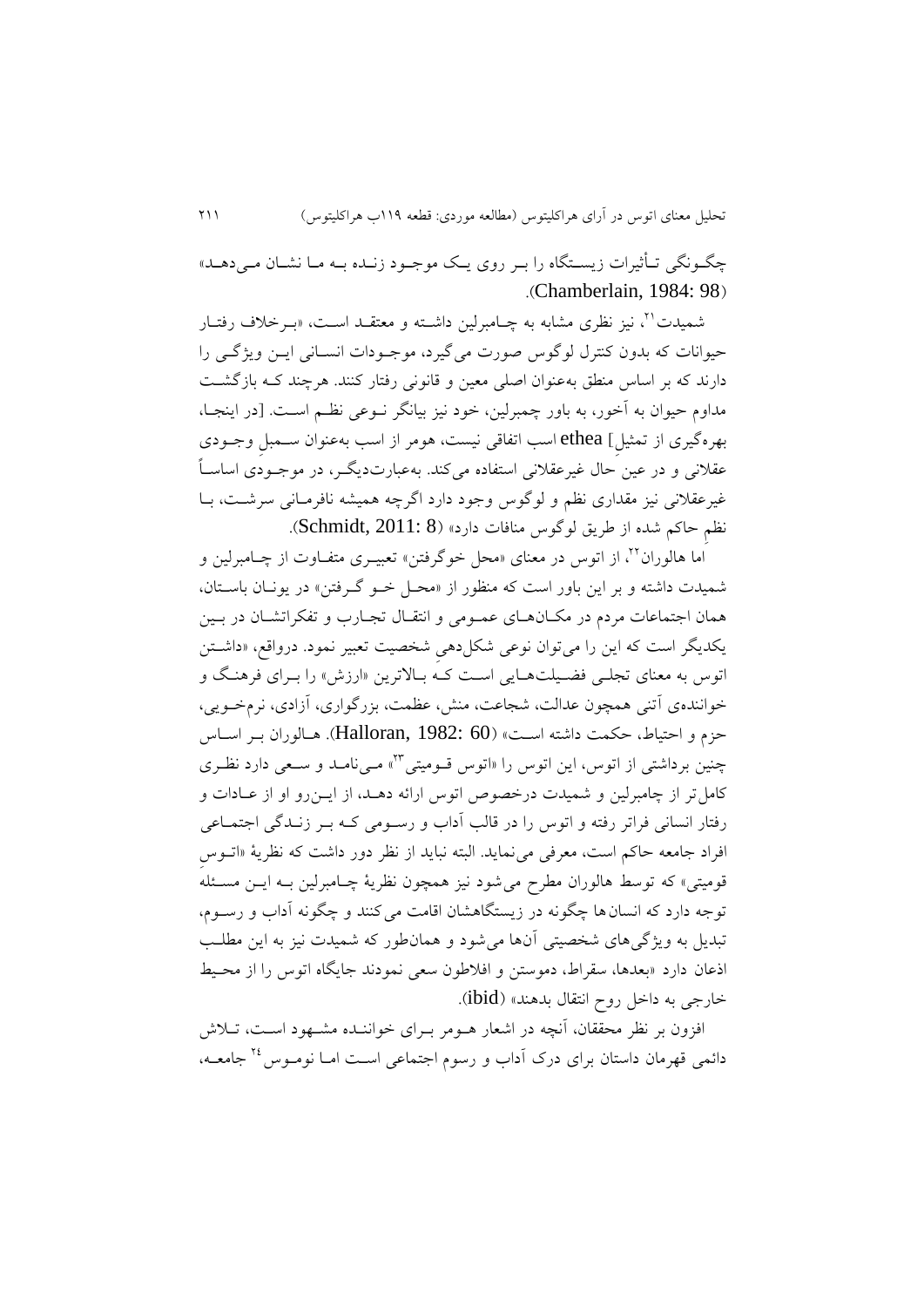چگونگی تأثیرات زیستگاه را بر روی یک موجود زنده به ما نشان می‌دهد» (Chamberlain, 1984: 98).

شمیدت[21]، نیز نظری مشابه به چامبرلین داشته و معتقد است، «برخلاف رفتار حیوانات که بدون کنترل لوگوس صورت می‌گیرد، موجودات انسانی این ویژگی را دارند که بر اساس منطق به‌عنوان اصلی معین و قانونی رفتار کنند. هرچند که بازگشت مداوم حیوان به آخور، به باور چمبرلین، خود نیز بیانگر نوعی نظم است. [در اینجا، بهره‌گیری از تمثیلِ ethea] اسب اتفاقی نیست، هومر از اسب به‌عنوان سمبلِ وجودی عقلانی و در عینِ حال غیرعقلانی استفاده می‌کند. به‌عبارت‌دیگر، در موجودی اساساً غیرعقلانی نیز مقداری نظم و لوگوس وجود دارد اگرچه همیشه نافرمانی سرشت، با نظمِ حاکم شده از طریق لوگوس منافات دارد» (Schmidt, 2011: 8).

اما هالوران[22]، از اتوس در معنای «محل خوگرفتن» تعبیری متفاوت از چامبرلین و شمیدت داشته و بر این باور است که منظور از «محل خو گرفتن» در یونان باستان، همان اجتماعات مردم در مکان‌های عمومی و انتقال تجارب و تفکراتشان در بین یکدیگر است که این را می‌توان نوعی شکل‌دهیِ شخصیت تعبیر نمود. درواقع، «داشتن اتوس به معنای تجلی فضیلت‌هایی است که بالاترین «ارزش» را برای فرهنگ و خواننده‌ی آتنی همچون عدالت، شجاعت، منش، عظمت، بزرگواری، آزادی، نرم‌خویی، حزم و احتیاط، حکمت داشته است» (Halloran, 1982: 60). هالوران بر اساس چنین برداشتی از اتوس، این اتوس را «اتوس قومیتی[23]» می‌نامد و سعی دارد نظری کامل‌تر از چامبرلین و شمیدت درخصوص اتوس ارائه دهد، از این‌رو او از عادات و رفتار انسانی فراتر رفته و اتوس را در قالب آداب و رسومی که بر زندگی اجتماعی افراد جامعه حاکم است، معرفی می‌نماید. البته نباید از نظر دور داشت که نظریهٔ «اتوسِ قومیتی» که توسط هالوران مطرح می‌شود نیز همچون نظریهٔ چامبرلین به این مسئله توجه دارد که انسان‌ها چگونه در زیستگاهشان اقامت می‌کنند و چگونه آداب و رسوم، تبدیل به ویژگی‌های شخصیتی آن‌ها می‌شود و همان‌طور که شمیدت نیز به این مطلب اذعان دارد «بعدها، سقراط، دموستن و افلاطون سعی نمودند جایگاه اتوس را از محیط خارجی به داخل روح انتقال بدهند» (ibid).

افزون بر نظر محققان، آنچه در اشعار هومر برای خواننده مشهود است، تلاش دائمی قهرمان داستان برای درک آداب و رسوم اجتماعی است اما نوموس[24] جامعه،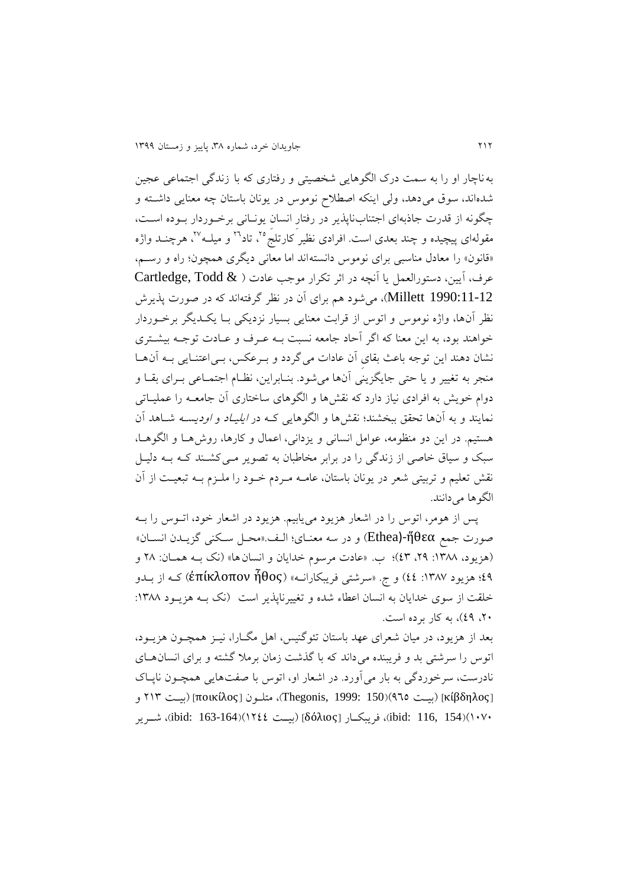به‌ناچار او را به سمت درک الگوهایی شخصیتی و رفتاری که با زندگی اجتماعی عجین شده‌اند، سوق می‌دهد، ولی اینکه اصطلاح نوموس در یونان باستان چه معنایی داشته و چگونه از قدرت جاذبه‌ای اجتناب‌ناپذیر در رفتارِ انسان یونانی برخوردار بوده است، مقوله‌ای پیچیده و چند بعدی است. افرادی نظیر کارتلج[۲۵]، تاد[۲۶] و میلت[۲۷]، هرچند واژه «قانون» را معادل مناسبی برای نوموس دانسته‌اند اما معانی دیگری همچون؛ راه و رسم، عرف، آیین، دستورالعمل یا آنچه در اثر تکرار موجب عادت (Cartledge, Todd & Millett 1990:11-12)، می‌شود هم برای آن در نظر گرفته‌اند که در صورت پذیرش نظر آن‌ها، واژه نوموس و اتوس از قرابت معنایی بسیار نزدیکی با یکدیگر برخوردار خواهند بود، به این معنا که اگر آحاد جامعه نسبت به عرف و عادت توجه بیشتری نشان دهند این توجه باعث بقای آن عادات می‌گردد و برعکس، بی‌اعتنایی به آن‌ها منجر به تغییر و یا حتی جایگزینی آن‌ها می‌شود. بنابراین، نظام اجتماعی برای بقا و دوام خویش به افرادی نیاز دارد که نقش‌ها و الگوهای ساختاری آن جامعه را عملیاتی نمایند و به آن‌ها تحقق ببخشند؛ نقش‌ها و الگوهایی که در *ایلیاد* و *ادویسه* شاهد آن هستیم. در این دو منظومه، عوامل انسانی و یزدانی، اعمال و کارها، روش‌ها و الگوها، سبک و سیاق خاصی از زندگی را در برابر مخاطبان به تصویر می‌کشند که به دلیل نقش تعلیم و تربیتی شعر در یونان باستان، عامه مردم خود را ملزم به تبعیت از آن الگوها می‌دانند.

پس از هومر، اتوس را در اشعار هزیود می‌یابیم. هزیود در اشعار خود، اتوس را به صورت جمع ἤθεα-(Ethea) و در سه معنای؛ الف.«محل سکنی گزیدن انسان» (هزیود، ۱۳۸۸: ۲۹، ۴۳)؛ ب. «عادت مرسوم خدایان و انسان‌ها» (نک به همان: ۲۸ و ۴۹؛ هزیود ۱۳۸۷: ٤٤) و ج. «سرشتی فریبکارانه» (ἐπίκλοπον ἦθος) که از بدو خلقت از سوی خدایان به انسان اعطاء شده و تغییرناپذیر است (نک به هزیود ۱۳۸۸: ۲۰، ٤۹)، به کار برده است.

بعد از هزیود، در میان شعرای عهد باستان تئوگنیس، اهل مگارا، نیز همچون هزیود، اتوس را سرشتی بد و فریبنده می‌داند که با گذشت زمان برملا گشته و برای انسان‌های نادرست، سرخوردگی به بار می‌آورد. در اشعار او، اتوس با صفت‌هایی همچون ناپاک [κίβδηλος] (بیت ۹٦٥)(Thegonis, 1999: 150)، متلون [ποικίλος] (بیت ۲۱۳ و ۱۰۷۰)(ibid: 116, 154)، فریبکار [δόλιος] (بیت ۱۲٤٤)(ibid: 163-164)، شریر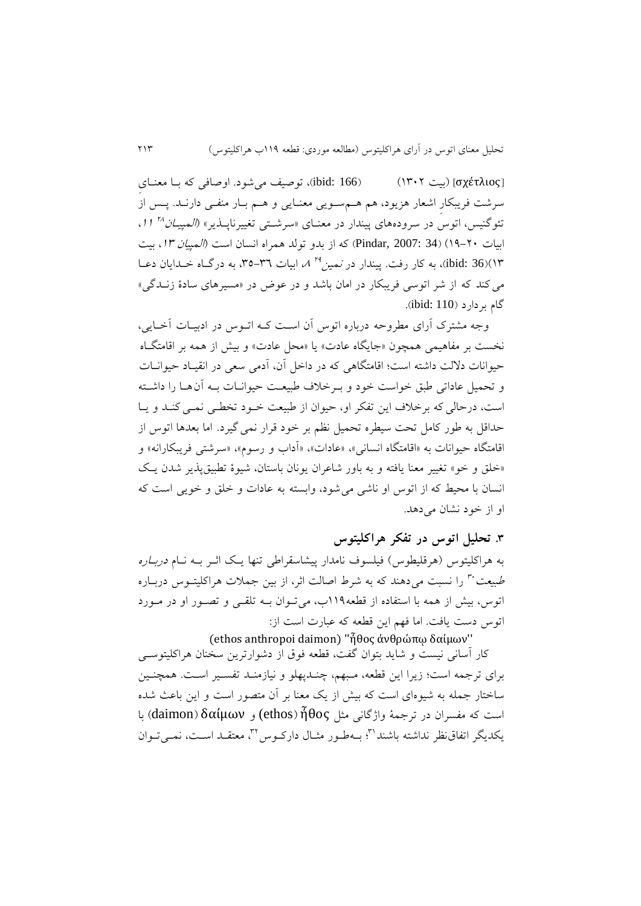[σχέτλιος] (بیت ۱۳۰۲) (ibid: 166)، توصیف می‌شود. اوصافی که بـا معنـای سرشت فریبکارِ اشعار هزیود، هم هـم‌سـویی معنـایی و هـم بـار منفـی دارنـد. پـس از تئوگنیس، اتوس در سروده‌های پیندار در معنـای «سرشـتی تغییرناپـذیر» (*المپیان*[28] *11*، ابیات ۲۰–۱۹) (Pindar, 2007: 34) که از بدو تولد همراه انسان است (*المپیان ۱۳*، بیت ۱۳)(ibid: 36)، به کار رفت. پیندار در *نمین*[29] *8* ابیات ۳٦–۳۵، به درگـاه خـدایان دعـا می‌کند که از شر اتوسی فریبکار در امان باشد و در عوض در «مسیرهای سادهٔ زنـدگی» گام بردارد (ibid: 110).

وجه مشترک آرای مطروحه درباره اتوس آن اسـت کـه اتـوس در ادبیـات آخـایی، نخست بر مفاهیمی همچون «جایگاه عادت» یا «محل عادت» و بیش از همه بر اقامتگـاه حیوانات دلالت داشته است؛ اقامتگاهی که در داخل آن، آدمی سعی در انقیـاد حیوانـات و تحمیل عاداتی طبق خواست خود و بـرخلاف طبیعـت حیوانـات بـه آن‌هـا را داشـته است، درحالی که برخلاف این تفکر او، حیوان از طبیعت خـود تخطـی نمـی‌کنـد و یـا حداقل به طور کامل تحت سیطره تحمیل نظم بر خود قرار نمی‌گیرد. اما بعدها اتوس از اقامتگاه حیوانات به «اقامتگاه انسانی»، «عادات»، «آداب و رسوم»، «سرشتی فریبکارانه» و «خلق و خو» تغییر معنا یافته و به باور شاعران یونان باستان، شیوهٔ تطبیق‌پذیر شدن یـک انسان با محیط که از اتوس او ناشی می‌شود، وابسته به عادات و خلق و خویی است که او از خود نشان می‌دهد.

## ۳. تحلیل اتوس در تفکر هراکلیتوس

به هراکلیتوس (هرقلیطوس) فیلسوف نامدار پیشاسقراطی تنها یـک اثـر بـه نـام *دربـاره طبیعت*[30] را نسبت می‌دهند که به شرط اصالت اثر، از بین جملات هراکلیتـوس دربـاره اتوس، بیش از همه با استفاده از قطعه۱۱۹ب، می‌تـوان بـه تلقـی و تصـور او در مـورد اتوس دست یافت. اما فهم این قطعه که عبارت است از:

(ethos anthropoi daimon) "ἦθος ἀνθρώπῳ δαίμων"

کار آسانی نیست و شاید بتوان گفت، قطعه فوق از دشوارترین سخنان هراکلیتوسـی برای ترجمه است؛ زیرا این قطعه، مـبهم، چنـدپهلو و نیازمنـد تفسـیر اسـت. همچنـین ساختار جمله به شیوه‌ای است که بیش از یک معنا بر آن متصور است و این باعث شده است که مفسران در ترجمهٔ واژگانی مثل ἦθος (ethos) و δαίμων (daimon) با یکدیگر اتفاق‌نظر نداشته باشند[31]؛ بـه‌طـور مثـال دارکـوس[32]، معتقـد اسـت، نمـی‌تـوان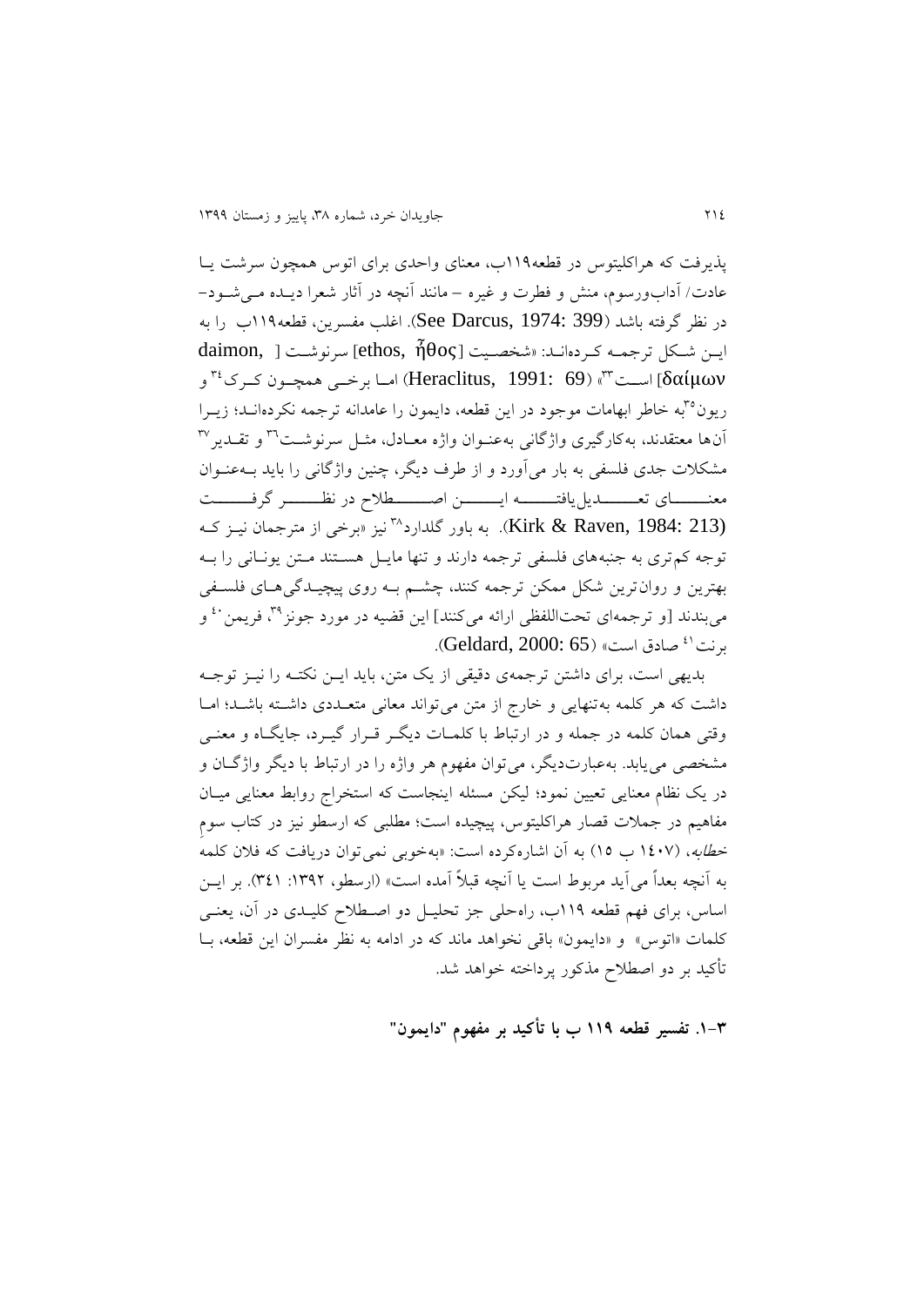پذیرفت که هراکلیتوس در قطعه۱۱۹ب، معنای واحدی برای اتوس همچون سرشت یا عادت/ آداب‌ورسوم، منش و فطرت و غیره – مانند آنچه در آثار شعرا دیده می‌شود– در نظر گرفته باشد (See Darcus, 1974: 399). اغلب مفسرین، قطعه۱۱۹ب را به این شکل ترجمه کرده‌اند: «شخصیت [ethos, ἦθος] سرنوشت [daimon, δαίμων] است[33]» (Heraclitus, 1991: 69) اما برخی همچون کرک[34] و ریون[35]به خاطر ابهامات موجود در این قطعه، دایمون را عامدانه ترجمه نکرده‌اند؛ زیرا آن‌ها معتقدند، به‌کارگیری واژگانی به‌عنوان واژه معادل، مثل سرنوشت[36] و تقدیر[37] مشکلات جدی فلسفی به بار می‌آورد و از طرف دیگر، چنین واژگانی را باید به‌عنوان معناهای تعدیل‌یافته این اصطلاح در نظر گرفت (Kirk & Raven, 1984: 213). به باور گلدارد[38] نیز «برخی از مترجمان نیز که توجه کم‌تری به جنبه‌های فلسفی ترجمه دارند و تنها مایل هستند متن یونانی را به بهترین و روان‌ترین شکل ممکن ترجمه کنند، چشم به روی پیچیدگی‌های فلسفی می‌بندند [و ترجمه‌ای تحت‌اللفظی ارائه می‌کنند] این قضیه در مورد جونز[39]، فریمن[40] و برنت[41] صادق است» (Geldard, 2000: 65).

بدیهی است، برای داشتن ترجمه‌ی دقیقی از یک متن، باید این نکته را نیز توجه داشت که هر کلمه به‌تنهایی و خارج از متن می‌تواند معانی متعددی داشته باشد؛ اما وقتی همان کلمه در جمله و در ارتباط با کلمات دیگر قرار گیرد، جایگاه و معنی مشخصی می‌یابد. به‌عبارت‌دیگر، می‌توان مفهوم هر واژه را در ارتباط با دیگر واژگان و در یک نظام معنایی تعیین نمود؛ لیکن مسئله اینجاست که استخراج روابط معنایی میان مفاهیم در جملات قصار هراکلیتوس، پیچیده است؛ مطلبی که ارسطو نیز در کتاب سوم *خطابه*، (۱۴۰۷ ب ۱۵) به آن اشاره‌کرده است: «به‌خوبی نمی‌توان دریافت که فلان کلمه به آنچه بعداً می‌آید مربوط است یا آنچه قبلاً آمده است» (ارسطو، ۱۳۹۲: ۳۴۱). بر این اساس، برای فهم قطعه ۱۱۹ب، راه‌حلی جز تحلیل دو اصطلاح کلیدی در آن، یعنی کلمات «اتوس» و «دایمون» باقی نخواهد ماند که در ادامه به نظر مفسران این قطعه، با تأکید بر دو اصطلاح مذکور پرداخته خواهد شد.

### ۳-۱. تفسیر قطعه ۱۱۹ ب با تأکید بر مفهوم "دایمون"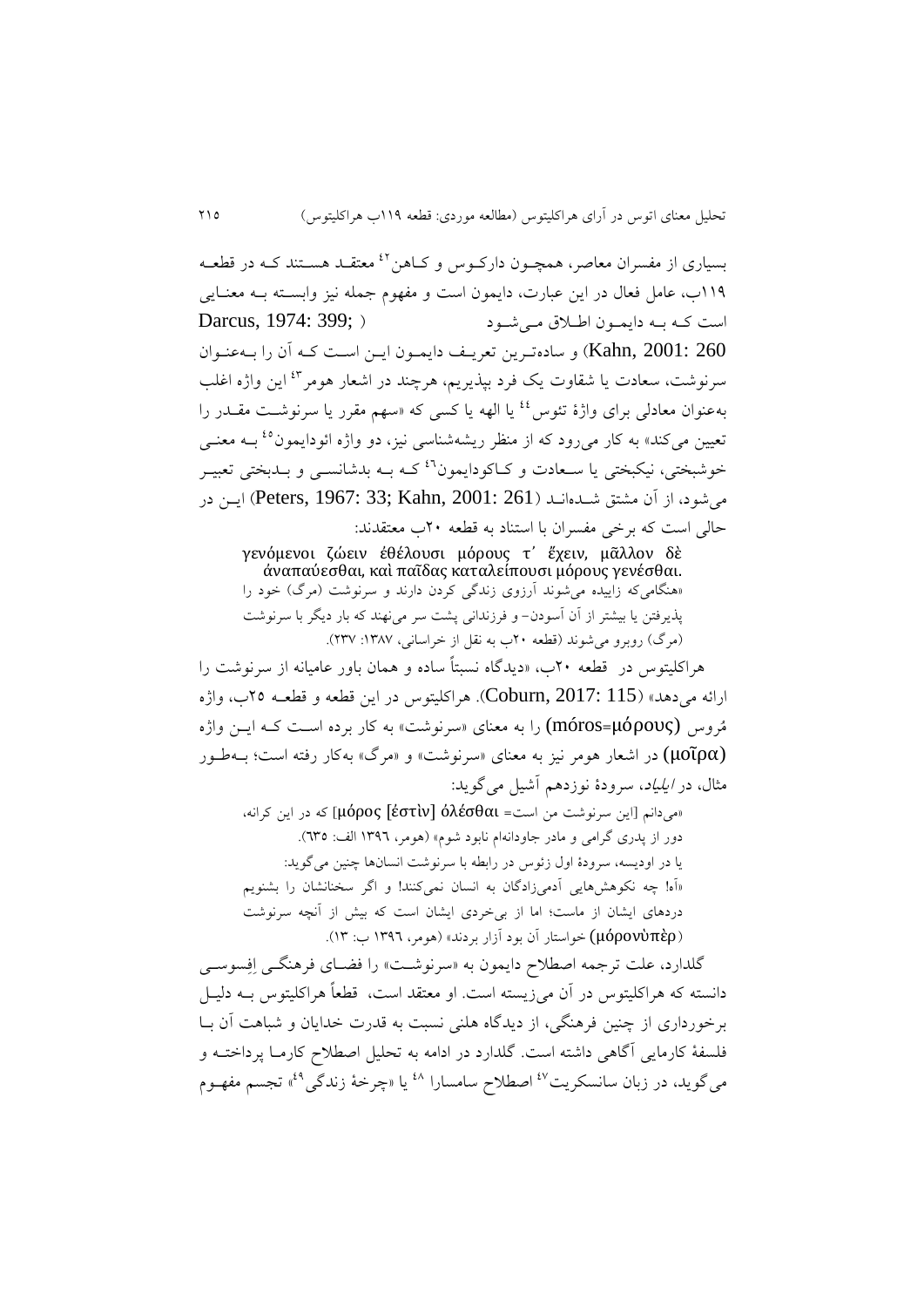بسیاری از مفسران معاصر، همچـون دارکـوس و کـاهن[42] معتقـد هسـتند کـه در قطعـه ۱۱۹ب، عامل فعال در این عبارت، دایمون است و مفهوم جمله نیز وابسـته بـه معنـایی است کـه بـه دایمـون اطـلاق مـی‌شـود (Darcus, 1974: 399; Kahn, 2001: 260) و ساده‌تـرین تعریـف دایمـون ایـن اسـت کـه آن را بـه‌عنـوان سرنوشت، سعادت یا شقاوت یک فرد بپذیریم، هرچند در اشعار هومر[43] این واژه اغلب به‌عنوان معادلی برای واژهٔ تئوس[44] یا الهه یا کسی که «سهم مقرر یا سرنوشـت مقـدر را تعیین می‌کند» به کار می‌رود که از منظر ریشه‌شناسی نیز، دو واژه ائودایمون[45] بـه معنـی خوشبختی، نیکبختی یا سـعادت و کـاکودایمون[46] کـه بـه بدشانسـی و بـدبختی تعبیـر می‌شود، از آن مشتق شـده‌انـد (Peters, 1967: 33; Kahn, 2001: 261) ایـن در حالی است که برخی مفسران با استناد به قطعه ۲۰ب معتقدند:

γενόμενοι ζώειν ἐθέλουσι μόρους τ᾽ ἔχειν, μᾶλλον δὲ ἀναπαύεσθαι, καὶ παῖδας καταλείπουσι μόρους γενέσθαι.

«هنگامی‌که زاییده می‌شوند آرزوی زندگی کردن دارند و سرنوشت (مرگ) خود را پذیرفتن یا بیشتر از آن آسودن- و فرزندانی پشت سر می‌نهند که بار دیگر با سرنوشت (مرگ) روبرو می‌شوند (قطعه ۲۰ب به نقل از خراسانی، ۱۳۸۷: ۲۳۷).

هراکلیتوس در قطعه ۲۰ب، «دیدگاه نسبتاً ساده و همان باور عامیانه از سرنوشت را ارائه می‌دهد» (Coburn, 2017: 115). هراکلیتوس در این قطعه و قطعـه ۲۵ب، واژه مُروس (móros=μόρους) را به معنای «سرنوشت» به کار برده اسـت کـه ایـن واژه (μοῖρα) در اشعار هومر نیز به معنای «سرنوشت» و «مرگ» به‌کار رفته است؛ بـه‌طـور مثال، در *ایلیاد*، سرودهٔ نوزدهم آشیل می‌گوید:

«می‌دانم [این سرنوشت من است= μόρος [ἐστὶν] ὀλέσθαι] که در این کرانه، دور از پدری گرامی و مادر جاودانه‌ام نابود شوم» (هومر، ۱۳۹٦ الف: ٦۳۵).

یا در اودیسه، سرودهٔ اول زئوس در رابطه با سرنوشت انسان‌ها چنین می‌گوید: «آه! چه نکوهش‌هایی آدمی‌زادگان به انسان نمی‌کنند! و اگر سخنانشان را بشنویم دردهای ایشان از ماست؛ اما از بی‌خردی ایشان است که بیش از آنچه سرنوشت (μόρονὑπὲρ) خواستار آن بود آزار بردند» (هومر، ۱۳۹٦ ب: ۱۳).

گلدارد، علت ترجمه اصطلاح دایمون به «سرنوشـت» را فضـای فرهنگـی اِفِسوسـی دانسته که هراکلیتوس در آن می‌زیسته است. او معتقد است، قطعاً هراکلیتوس بـه دلیـل برخورداری از چنین فرهنگی، از دیدگاه هلنی نسبت به قدرت خدایان و شباهت آن بـا فلسفهٔ کارمایی آگاهی داشته است. گلدارد در ادامه به تحلیل اصطلاح کارمـا پرداختـه و می‌گوید، در زبان سانسکریت[47] اصطلاح سامسارا[48] یا «چرخهٔ زندگی[49]» تجسم مفهـوم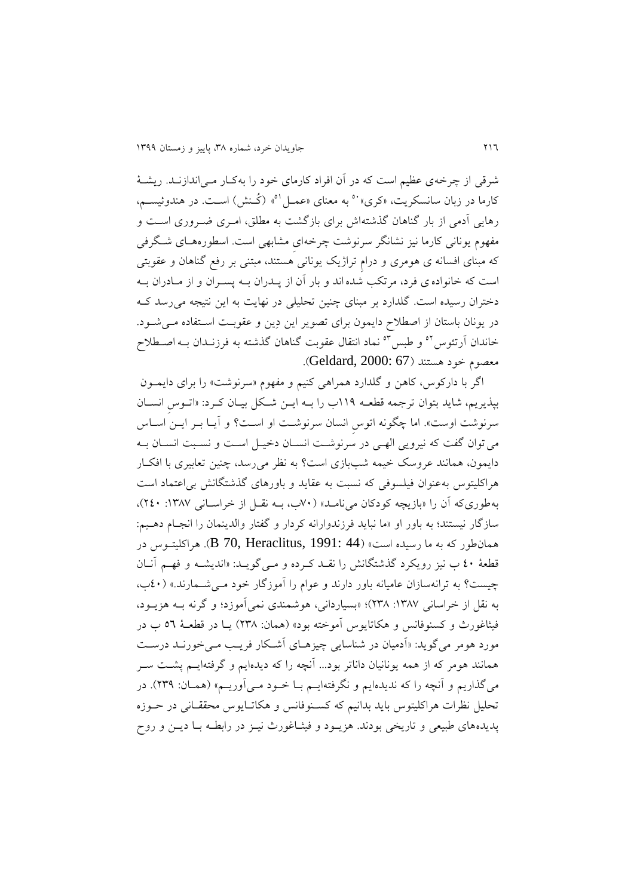شرقی از چرخه‌ی عظیم است که در آن افراد کارمای خود را به‌کار می‌اندازند. ریشهٔ کارما در زبان سانسکریت، «کری»[50] به معنای «عمل[51]» (کُنش) است. در هندوئیسم، رهایی آدمی از بار گناهان گذشته‌اش برای بازگشت به مطلق، امری ضروری است و مفهوم یونانی کارما نیز نشانگر سرنوشت چرخه‌ایِ مشابهی است. اسطوره‌های شگرفی که مبنای افسانه ی هومری و درامِ تراژیک یونانی هستند، مبتنی بر رفع گناهان و عقوبتی است که خانواده ی فرد، مرتکب شده اند و بار آن از پدران به پسران و از مادران به دختران رسیده است. گلدارد بر مبنای چنین تحلیلی در نهایت به این نتیجه می‌رسد که در یونان باستان از اصطلاح دایمون برای تصویر این دِین و عقوبت استفاده می‌شود. خاندان آرتئوس[52] و طبس[53] نماد انتقال عقوبت گناهان گذشته به فرزندان به اصطلاح معصوم خود هستند (Geldard, 2000: 67).

اگر با دارکوس، کاهن و گلدارد همراهی کنیم و مفهوم «سرنوشت» را برای دایمون بپذیریم، شاید بتوان ترجمه قطعه ۱۱۹ب را به این شکل بیان کرد: «اتوسِ انسان سرنوشت اوست». اما چگونه اتوسِ انسان سرنوشت او است؟ و آیا بر اینِ اساس می توان گفت که نیرویی الهی در سرنوشت انسان دخیل است و نسبت انسان به دایمون، همانند عروسک خیمه شب‌بازی است؟ به نظر می‌رسد، چنین تعابیری با افکار هراکلیتوس به‌عنوان فیلسوفی که نسبت به عقاید و باورهای گذشتگانش بی‌اعتماد است به‌طوری‌که آن را «بازیچه کودکان می‌نامد» (۷۰ب، به نقل از خراسانی ۱۳۸۷: ۲۴۰)، سازگار نیستند؛ به باور او «ما نباید فرزندوارانه کردار و گفتار والدینمان را انجام دهیم: همان‌طور که به ما رسیده است» (B 70, Heraclitus, 1991: 44). هراکلیتوس در قطعهٔ ۴۰ ب نیز رویکرد گذشتگانش را نقد کرده و می‌گوید: «اندیشه و فهم آنان چیست؟ به ترانه‌سازان عامیانه باور دارند و عوام را آموزگار خود می‌شمارند.» (۴۰ب، به نقل از خراسانی ۱۳۸۷: ۲۳۸)؛ «بسیاردانی، هوشمندی نمی‌آموزد؛ و گرنه به هزیود، فیثاغورث و کسنوفانس و هکاتایوس آموخته بود» (همان: ۲۳۸) یا در قطعهٔ ۵۶ ب در مورد هومر می‌گوید: «آدمیان در شناسایی چیزهای آشکار فریب می‌خورند درست همانند هومر که از همه یونانیان داناتر بود... آنچه را که دیده‌ایم و گرفته‌ایم پشت سر می‌گذاریم و آنچه را که ندیده‌ایم و نگرفته‌ایم با خود می‌آوریم» (همان: ۲۳۹). در تحلیل نظرات هراکلیتوس باید بدانیم که کسنوفانس و هکاتایوس محققانی در حوزه پدیده‌های طبیعی و تاریخی بودند. هزیود و فیثاغورث نیز در رابطه با دین و روح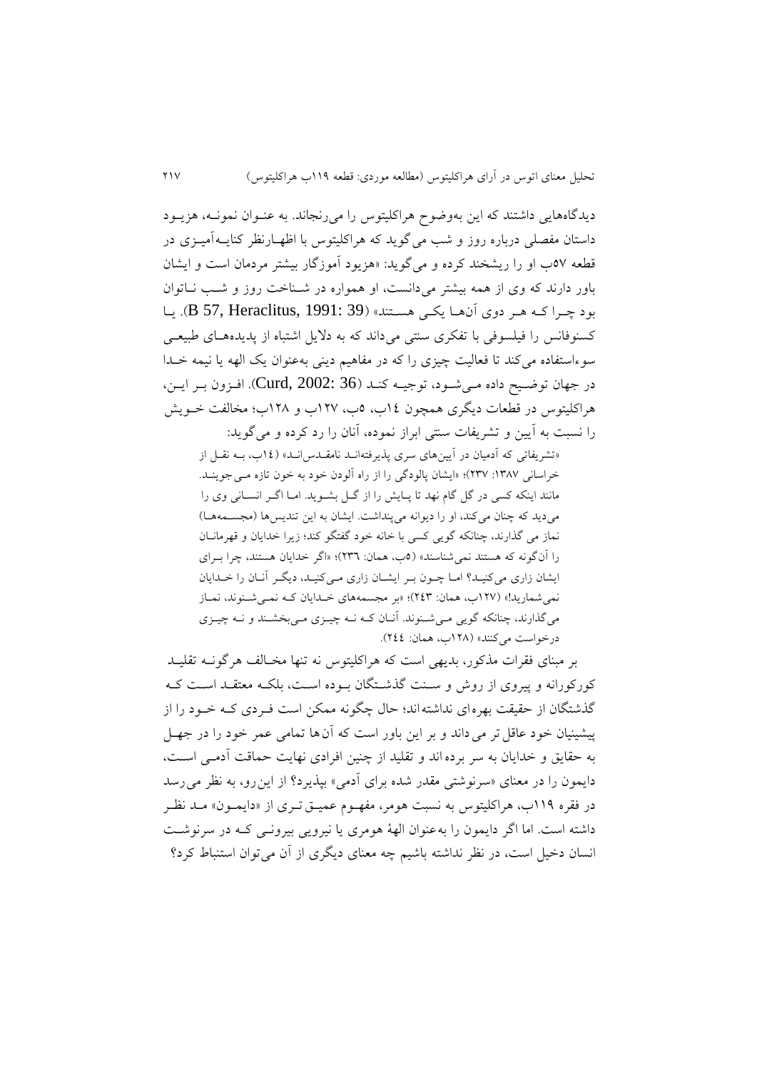دیدگاه‌هایی داشتند که این به‌وضوح هراکلیتوس را می‌رنجاند. به عنوان نمونه، هزیود داستان مفصلی درباره روز و شب می‌گوید که هراکلیتوس با اظهارنظر کنایه‌آمیزی در قطعه ۵۷ب او را ریشخند کرده و می‌گوید: «هزیود آموزگار بیشتر مردمان است و ایشان باور دارند که وی از همه بیشتر می‌دانست، او همواره در شناخت روز و شب ناتوان بود چرا که هر دوی آن‌ها یکی هستند» (B 57, Heraclitus, 1991: 39). یا کسنوفانس را فیلسوفی با تفکری سنتی می‌داند که به دلایل اشتباه از پدیده‌های طبیعی سوءاستفاده می‌کند تا فعالیت چیزی را که در مفاهیم دینی به‌عنوان یک الهه یا نیمه خدا در جهان توضیح داده می‌شود، توجیه کند (Curd, 2002: 36). افزون بر این، هراکلیتوس در قطعات دیگری همچون ۱۴ب، ۵ب، ۱۲۷ب و ۱۲۸ب؛ مخالفت خویش را نسبت به آیین و تشریفات سنتی ابراز نموده، آنان را رد کرده و می‌گوید:

> «تشریفاتی که آدمیان در آیین‌های سری پذیرفته‌اند نامقدس‌اند» (۱۴ب، به نقل از خراسانی ۱۳۸۷: ۲۳۷)؛ «ایشان پالودگی را از راه آلودن خود به خون تازه می‌جویند. مانند اینکه کسی در گل گام نهد تا پایش را از گل بشوید. اما اگر انسانی وی را می‌دید که چنان می‌کند، او را دیوانه می‌پنداشت. ایشان به این تندیس‌ها (مجسمه‌ها) نماز می‌گذارند، چنانکه گویی کسی با خانه خود گفتگو کند؛ زیرا خدایان و قهرمانان را آن‌گونه که هستند نمی‌شناسند» (۵ب، همان: ۲۳۶)؛ «اگر خدایان هستند، چرا برای ایشان زاری می‌کنید؟ اما چون بر ایشان زاری می‌کنید، دیگر آنان را خدایان نمی‌شمارید!» (۱۲۷ب، همان: ۲۴۳)؛ «بر مجسمه‌های خدایان که نمی‌شنوند، نماز می‌گذارند، چنانکه گویی می‌شنوند. آنان که نه چیزی می‌بخشند و نه چیزی درخواست می‌کنند» (۱۲۸ب، همان: ۲۴۴).

بر مبنای فقرات مذکور، بدیهی است که هراکلیتوس نه تنها مخالف هرگونه تقلید کورکورانه و پیروی از روش و سنت گذشتگان بوده است، بلکه معتقد است که گذشتگان از حقیقت بهره‌ای نداشته‌اند؛ حال چگونه ممکن است فردی که خود را از پیشینیان خود عاقل‌تر می‌داند و بر این باور است که آن‌ها تمامی عمر خود را در جهل به حقایق و خدایان به سر برده‌اند و تقلید از چنین افرادی نهایت حماقت آدمی است، دایمون را در معنای «سرنوشتی مقدر شده برای آدمی» بپذیرد؟ از این‌رو، به نظر می‌رسد در فقره ۱۱۹ب، هراکلیتوس به نسبت هومر، مفهوم عمیق‌تری از «دایمون» مد نظر داشته است. اما اگر دایمون را به‌عنوان الههٔ هومری یا نیرویی بیرونی که در سرنوشت انسان دخیل است، در نظر نداشته باشیم چه معنای دیگری از آن می‌توان استنباط کرد؟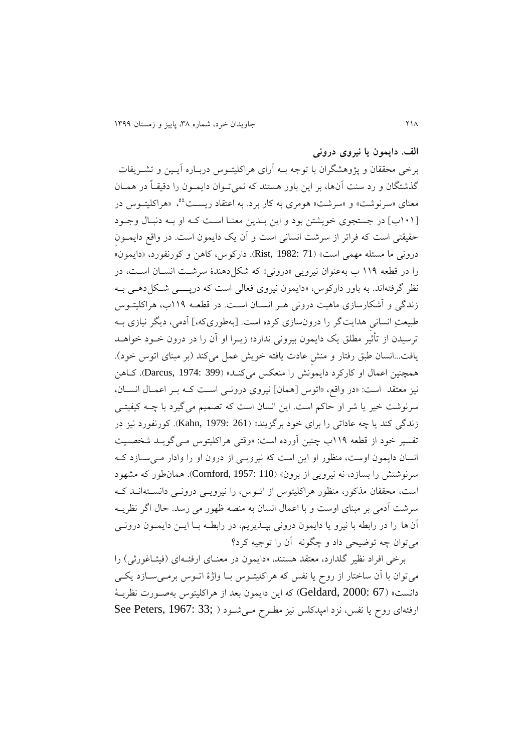**الف. دایمون یا نیروی درونی**

برخی محققان و پژوهشگران با توجه بـه آرای هراکلیتـوس دربـاره آیـین و تشـریفات گذشتگان و رد سنت آن‌ها، بر این باور هستند که نمی‌تـوان دایمـون را دقیقـاً در همـان معنای «سرنوشت» و «سرشت» هومری به کار برد. به اعتقاد ریسـت[54]، «هراکلیتـوس در [۱۰۱ب] در جستجوی خویشتن بود و این بـدین معنـا اسـت کـه او بـه دنبـال وجـود حقیقتی است که فراتر از سرشت انسانی است و آن یک دایمون است. در واقع دایمـونِ درونی ما مسئله مهمی است» (Rist, 1982: 71). دارکوس، کاهن و کورنفورد، «دایمون» را در قطعه ۱۱۹ ب به‌عنوان نیرویی «درونی» که شکل‌دهندهٔ سرشـت انسـان اسـت، در نظر گرفته‌اند. به باور دارکوس، «دایمون نیروی فعالی است که درپـــی شـکل‌دهـی بـه زندگی و آشکارسازی ماهیت درونی هـر انسـان اسـت. در قطعـه ۱۱۹ب، هراکلیتـوس طبیعتِ انسانیِ هدایت‌گر را درون‌سازی کرده است. [به‌طوری‌که،] آدمی، دیگر نیازی بـه ترسیدن از تأثیرِ مطلق یک دایمون بیرونی ندارد؛ زیـرا او آن را در درون خـود خواهـد یافت...انسان طبق رفتار و منشِ عادت یافته خویش عمل می‌کند (بر مبنای اتوس خود). همچنین اعمال او کارکرد دایمونَش را منعکس می‌کنـد» (Darcus, 1974: 399). کـاهن نیز معتقد است: «در واقع، «اتوس [همان] نیروی درونـی اسـت کـه بـر اعمـال انسـان، سرنوشت خیر یا شر او حاکم است. این انسان است که تصمیم می‌گیرد با چـه کیفیتـی زندگی کند یا چه عاداتی را برای خود برگزیند» (Kahn, 1979: 261). کورنفورد نیز در تفسیر خود از قطعه ۱۱۹ب چنین آورده است: «وقتی هراکلیتوس مـی‌گویـد شخصـیت انسان دایمون اوست، منظور او این است که نیرویـی از درون او را وادار مـی‌سـازد کـه سرنوشتش را بسازد، نه نیرویی از برون» (Cornford, 1957: 110). همان‌طور که مشهود است، محققان مذکور، منظور هراکلیتوس از اتـوس، را نیرویـی درونـی دانسـته‌انـد کـه سرشت آدمی بر مبنای اوست و با اعمال انسان به منصه ظهور می رسد. حال اگر نظریـه آن ها را در رابطه با نیرو یا دایمون درونی بپـذیریم، در رابطـه بـا ایـن دایمـون درونـی می‌توان چه توضیحی داد و چگونه آن را توجیه کرد؟

برخی افراد نظیر گلدارد، معتقد هستند، «دایمون در معنـای ارفئـه‌ای (فیثـاغورثی) را می‌توان با آن ساختار از روح یا نفس که هراکلیتـوس بـا واژهٔ اتـوس برمـی‌سـازد یکـی دانست» (Geldard, 2000: 67) که این دایمون بعد از هراکلیتوس به‌صـورت نظریـهٔ ارفئه‌ای روح یا نفس، نزد امپدکلس نیز مطـرح مـی‌شـود ( ;See Peters, 1967: 33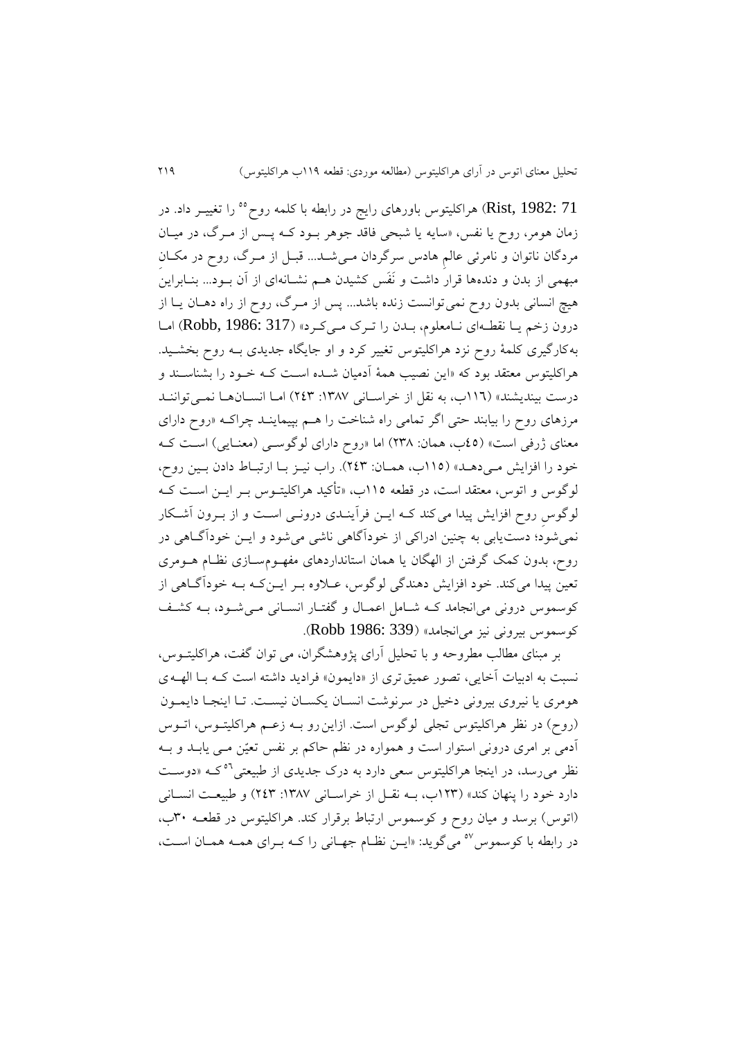Rist, 1982: 71) هراکلیتوس باورهای رایج در رابطه با کلمه روح[55] را تغییر داد. در زمان هومر، روح یا نفس، «سایه یا شبحی فاقد جوهر بود که پس از مرگ، در میان مردگان ناتوان و نامرئی عالمِ هادس سرگردان می‌شد... قبل از مرگ، روح در مکان مبهمی از بدن و دنده‌ها قرار داشت و نَفَس کشیدن هم نشانه‌ای از آن بود... بنابراین هیچ انسانی بدون روح نمی‌توانست زنده باشد... پس از مرگ، روح از راه دهان یا از درون زخم یا نقطه‌ای نامعلوم، بدن را ترک می‌کرد» (Robb, 1986: 317) اما به‌کارگیری کلمهٔ روح نزد هراکلیتوس تغییر کرد و او جایگاه جدیدی به روح بخشید. هراکلیتوس معتقد بود که «این نصیب همهٔ آدمیان شده است که خود را بشناسند و درست بیندیشند» (۱۱۶ب، به نقل از خراسانی ۱۳۸۷: ۲۴۳) اما انسان‌ها نمی‌توانند مرزهای روح را بیابند حتی اگر تمامی راه شناخت را هم بپیمایند چراکه «روح دارای معنای ژرفی است» (۴۵ب، همان: ۲۳۸) اما «روح دارای لوگوسی (معنایی) است که خود را افزایش می‌دهد» (۱۱۵ب، همان: ۲۴۳). راب نیز با ارتباط دادن بین روح، لوگوس و اتوس، معتقد است، در قطعه ۱۱۵ب، «تأکید هراکلیتوس بر این است که لوگوسِ روح افزایش پیدا می‌کند که این فرآیندی درونی است و از برون آشکار نمی‌شود؛ دست‌یابی به چنین ادراکی از خودآگاهی ناشی می‌شود و این خودآگاهی در روح، بدون کمک گرفتن از الهگان یا همان استانداردهای مفهوم‌سازی نظام هومری تعین پیدا می‌کند. خود افزایش دهندگی لوگوس، علاوه بر این‌که به خودآگاهی از کوسموس درونی می‌انجامد که شامل اعمال و گفتار انسانی می‌شود، به کشف کوسموس بیرونی نیز می‌انجامد» (Robb 1986: 339).

بر مبنای مطالب مطروحه و با تحلیل آرای پژوهشگران، می توان گفت، هراکلیتوس، نسبت به ادبیات آخایی، تصور عمیق‌تری از «دایمون» فرادید داشته است که با الهه‌ی هومری یا نیروی بیرونی دخیل در سرنوشت انسان یکسان نیست. تا اینجا دایمون (روح) در نظر هراکلیتوس تجلی لوگوس است. ازاین‌رو به زعم هراکلیتوس، اتوس آدمی بر امری درونی استوار است و همواره در نظم حاکم بر نفس تعیّن می یابد و به نظر می‌رسد، در اینجا هراکلیتوس سعی دارد به درک جدیدی از طبیعتی[56] که «دوست دارد خود را پنهان کند» (۱۲۳ب، به نقل از خراسانی ۱۳۸۷: ۲۴۳) و طبیعت انسانی (اتوس) برسد و میان روح و کوسموس ارتباط برقرار کند. هراکلیتوس در قطعه ۳۰ب، در رابطه با کوسموس[57] می‌گوید: «این نظام جهانی را که برای همه همان است،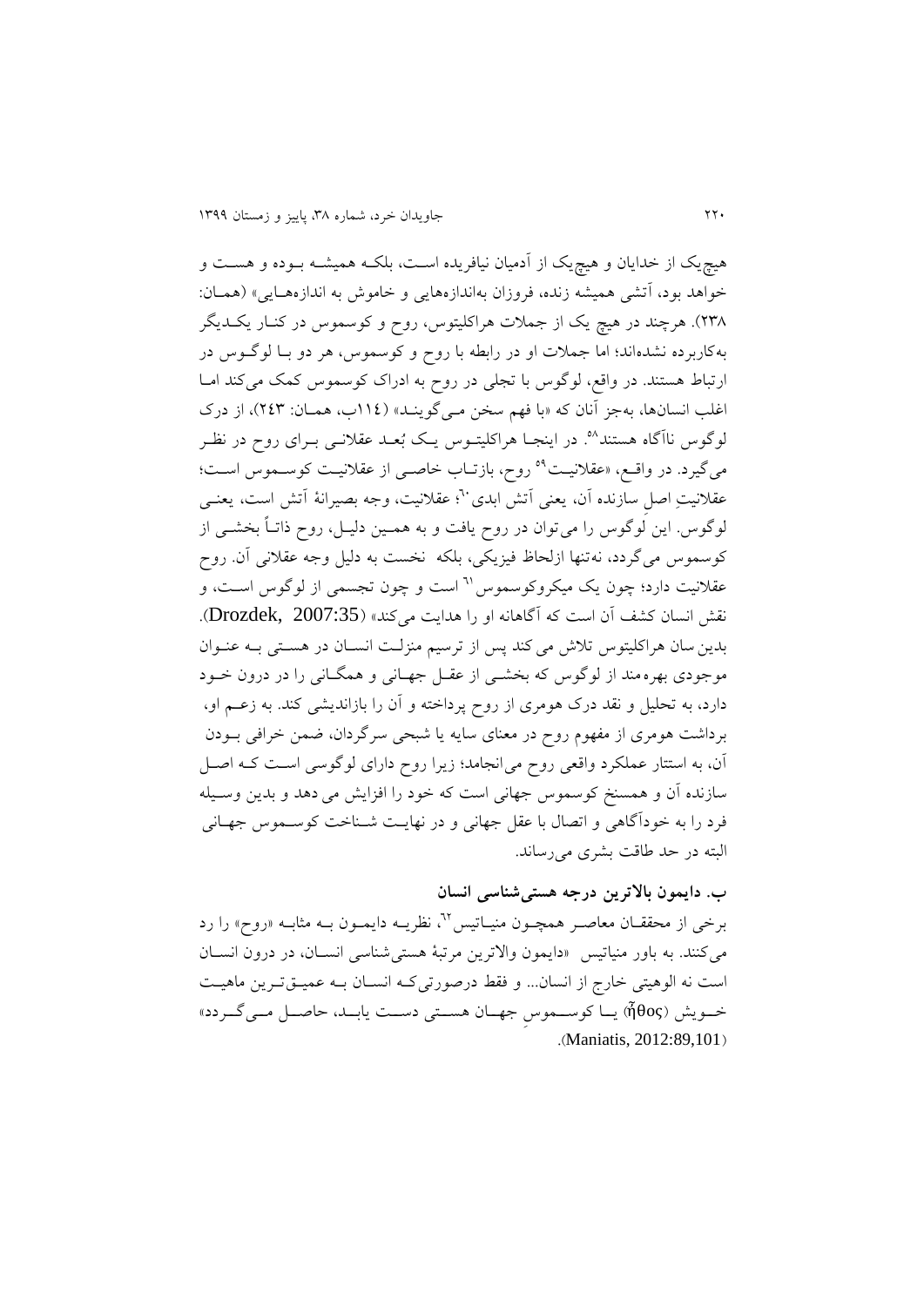هیچ‌یک از خدایان و هیچ‌یک از آدمیان نیافریده است، بلکه همیشه بوده و هست و خواهد بود، آتشی همیشه زنده، فروزان به‌اندازه‌هایی و خاموش به اندازه‌هایی» (همان: ۲۳۸). هرچند در هیچ یک از جملات هراکلیتوس، روح و کوسموس در کنار یکدیگر به‌کاربرده نشده‌اند؛ اما جملات او در رابطه با روح و کوسموس، هر دو با لوگوس در ارتباط هستند. در واقع، لوگوس با تجلی در روح به ادراک کوسموس کمک می‌کند اما اغلب انسان‌ها، به‌جز آنان که «با فهم سخن می‌گویند» (۱۱۴ب، همان: ۲۴۳)، از درک لوگوس ناآگاه هستند[58]. در اینجا هراکلیتوس یک بُعد عقلانی برای روح در نظر می‌گیرد. در واقع، «عقلانیت[59] روح، بازتاب خاصی از عقلانیت کوسموس است؛ عقلانیتِ اصلِ سازنده آن، یعنی آتش ابدی[60]؛ عقلانیت، وجه بصیرانهٔ آتش است، یعنی لوگوس. این لوگوس را می‌توان در روح یافت و به همین دلیل، روح ذاتاً بخشی از کوسموس می‌گردد، نه‌تنها ازلحاظ فیزیکی، بلکه نخست به دلیل وجه عقلانی آن. روح عقلانیت دارد؛ چون یک میکروکوسموس[61] است و چون تجسمی از لوگوس است، و نقش انسان کشف آن است که آگاهانه او را هدایت می‌کند» (Drozdek, 2007:35). بدین سان هراکلیتوس تلاش می کند پس از ترسیم منزلت انسان در هستی به عنوان موجودی بهره‌مند از لوگوس که بخشی از عقل جهانی و همگانی را در درون خود دارد، به تحلیل و نقد درک هومری از روح پرداخته و آن را بازاندیشی کند. به زعم او، برداشت هومری از مفهوم روح در معنای سایه یا شبحی سرگردان، ضمن خرافی بودن آن، به استتار عملکرد واقعی روح می‌انجامد؛ زیرا روح دارای لوگوسی است که اصل سازنده آن و همسنخ کوسموس جهانی است که خود را افزایش می دهد و بدین وسیله فرد را به خودآگاهی و اتصال با عقل جهانی و در نهایت شناخت کوسموس جهانی البته در حد طاقت بشری می‌رساند.

## ب. دایمون بالاترین درجه هستی‌شناسی انسان

برخی از محققان معاصر همچون منیاتیس[62]، نظریه دایمون به مثابه «روح» را رد می‌کنند. به باور منیاتیس «دایمون والاترین مرتبهٔ هستی‌شناسی انسان، در درون انسان است نه الوهیتی خارج از انسان... و فقط درصورتی‌که انسان به عمیق‌ترین ماهیت خویش (ἦθος) یا کوسموسِ جهان هستی دست یابد، حاصل می‌گردد» (Maniatis, 2012:89,101).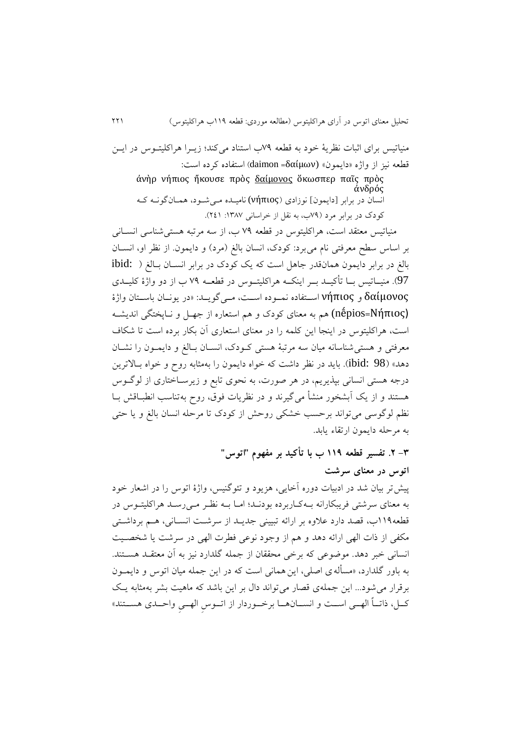منیاتیس برای اثبات نظریهٔ خود به قطعه ۷۹ب استناد می‌کند؛ زیرا هراکلیتوس در این قطعه نیز از واژه «دایمون» (daimon =δαίμων) استفاده کرده است:

ἀνὴρ νήπιος ἤκουσε πρὸς δαίμονος ὅκωσπερ παῖς πρὸς ἀνδρός

انسان در برابر [دایمون] نوزادی (νήπιος) نامیده می‌شود، همان‌گونه که کودک در برابر مرد (۷۹ب، به نقل از خراسانی ۱۳۸۷: ۲۴۱).

منیاتیس معتقد است، هراکلیتوس در قطعه ۷۹ ب، از سه مرتبه هستی‌شناسی انسانی بر اساس سطح معرفتی نام می‌برد: کودک، انسان بالغ (مرد) و دایمون. از نظر او، انسان بالغ در برابر دایمون همان‌قدر جاهل است که یک کودک در برابر انسان بالغ (ibid: 97). منیاتیس با تأکید بر اینکه هراکلیتوس در قطعه ۷۹ ب از دو واژهٔ کلیدی δαίμονος و νήπιος استفاده نموده است، می‌گوید: «در یونان باستان واژهٔ (nḗpios=Νήπιος) هم به معنای کودک و هم استعاره از جهل و ناپختگی اندیشه است، هراکلیتوس در اینجا این کلمه را در معنای استعاری آن بکار برده است تا شکاف معرفتی و هستی‌شناسانه میان سه مرتبهٔ هستی کودک، انسان بالغ و دایمون را نشان دهد» (ibid: 98). باید در نظر داشت که خواه دایمون را به‌مثابه روح و خواه بالاترین درجه هستی انسانی بپذیریم، در هر صورت، به نحوی تابع و زیرساختاری از لوگوس هستند و از یک آبشخور منشأ می‌گیرند و در نظریات فوق، روح به‌تناسب انطباقش با نظم لوگوسی می‌تواند برحسب خشکی روحش از کودک تا مرحله انسان بالغ و یا حتی به مرحله دایمون ارتقاء یابد.

## ۳- ۲. تفسیر قطعه ۱۱۹ ب با تأکید بر مفهوم "اتوس"

### اتوس در معنای سرشت

پیش‌تر بیان شد در ادبیات دوره آخایی، هزیود و تئوگنیس، واژهٔ اتوس را در اشعار خود به معنای سرشتی فریبکارانه به‌کاربرده بودند؛ اما به نظر می‌رسد هراکلیتوس در قطعه۱۱۹ب، قصد دارد علاوه بر ارائه تبیینی جدید از سرشت انسانی، هم برداشتی مکفی از ذات الهی ارائه دهد و هم از وجود نوعی فطرت الهی در سرشت یا شخصیت انسانی خبر دهد. موضوعی که برخی محققان از جمله گلدارد نیز به آن معتقد هستند. به باور گلدارد، «مسأله‌ی اصلی، این‌همانی است که در این جمله میان اتوس و دایمون برقرار می‌شود... این جمله‌ی قصار می‌تواند دال بر این باشد که ماهیت بشر به‌مثابه یک کل، ذاتاً الهی است و انسان‌ها برخوردار از اتوسِ الهیِ واحدی هستند»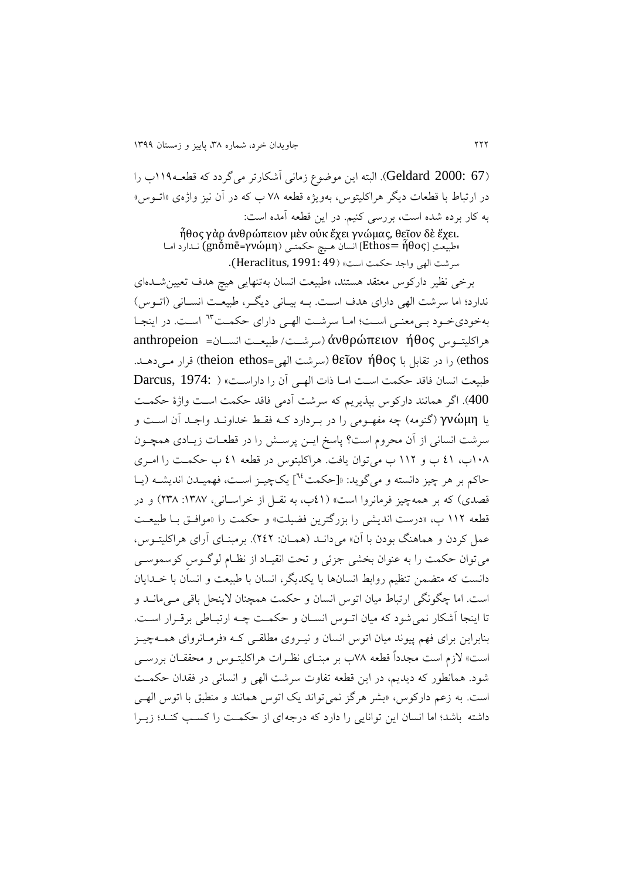(Geldard 2000: 67). البته این موضوع زمانی آشکارتر می‌گردد که قطعه۱۱۹ب را در ارتباط با قطعات دیگر هراکلیتوس، به‌ویژه قطعه ۷۸ ب که در آن نیز واژه‌ی «اتوس» به کار برده شده است، بررسی کنیم. در این قطعه آمده است:

ἦθος γὰρ ἀνθρώπειον μὲν οὐκ ἔχει γνώμας, θεῖον δὲ ἔχει.

«طبیعتِ [Ethos= ἦθος] انسان هیچ حکمتی (gnṓmē=γνώμη) ندارد اما سرشت الهی واجد حکمت است» (Heraclitus, 1991: 49).

برخی نظیر دارکوس معتقد هستند، «طبیعت انسان به‌تنهایی هیچ هدف تعیین‌شده‌ای ندارد؛ اما سرشت الهی دارای هدف است. به بیانی دیگر، طبیعت انسانی (اتوس) به‌خودی‌خود بی‌معنی است؛ اما سرشت الهی دارای حکمت[63] است. در اینجا هراکلیتوس ἀνθρώπειον ἦθος (سرشت/ طبیعت انسان= anthropeion ethos) را در تقابل با θεῖον ἦθος (سرشت الهی=theion ethos) قرار می‌دهد. طبیعت انسان فاقد حکمت است اما ذات الهی آن را داراست» (Darcus, 1974: 400). اگر همانند دارکوس بپذیریم که سرشت آدمی فاقد حکمت است واژهٔ حکمت یا γνώμη (گنومه) چه مفهومی را در بردارد که فقط خداوند واجد آن است و سرشت انسانی از آن محروم است؟ پاسخ این پرسش را در قطعات زیادی همچون ۱۰۸ب، ٤١ ب و ۱۱۲ ب می‌توان یافت. هراکلیتوس در قطعه ٤١ ب حکمت را امری حاکم بر هر چیز دانسته و می‌گوید: «[حکمت[64]] یک‌چیز است، فهمیدن اندیشه (یا قصدی) که بر همه‌چیز فرمانروا است» (٤١ب، به نقل از خراسانی، ۱۳۸۷: ۲۳۸) و در قطعه ۱۱۲ ب، «درست اندیشی را بزرگترین فضیلت» و حکمت را «موافق با طبیعت عمل کردن و هماهنگ بودن با آن» می‌داند (همان: ٢٤٢). برمبنای آرای هراکلیتوس، می‌توان حکمت را به عنوان بخشی جزئی و تحت انقیاد از نظام لوگوسِ کوسموسی دانست که متضمن تنظیم روابط انسان‌ها با یکدیگر، انسان با طبیعت و انسان با خدایان است. اما چگونگی ارتباط میان اتوس انسان و حکمت همچنان لاینحل باقی می‌ماند و تا اینجا آشکار نمی‌شود که میان اتوس انسان و حکمت چه ارتباطی برقرار است. بنابراین برای فهم پیوند میان اتوس انسان و نیروی مطلقی که «فرمانروای همه‌چیز است» لازم است مجدداً قطعه ۷۸ب بر مبنای نظرات هراکلیتوس و محققان بررسی شود. همانطور که دیدیم، در این قطعه تفاوت سرشت الهی و انسانی در فقدان حکمت است. به زعم دارکوس، «بشر هرگز نمی‌تواند یک اتوس همانند و منطبق با اتوس الهی داشته باشد؛ اما انسان این توانایی را دارد که درجه‌ای از حکمت را کسب کند؛ زیرا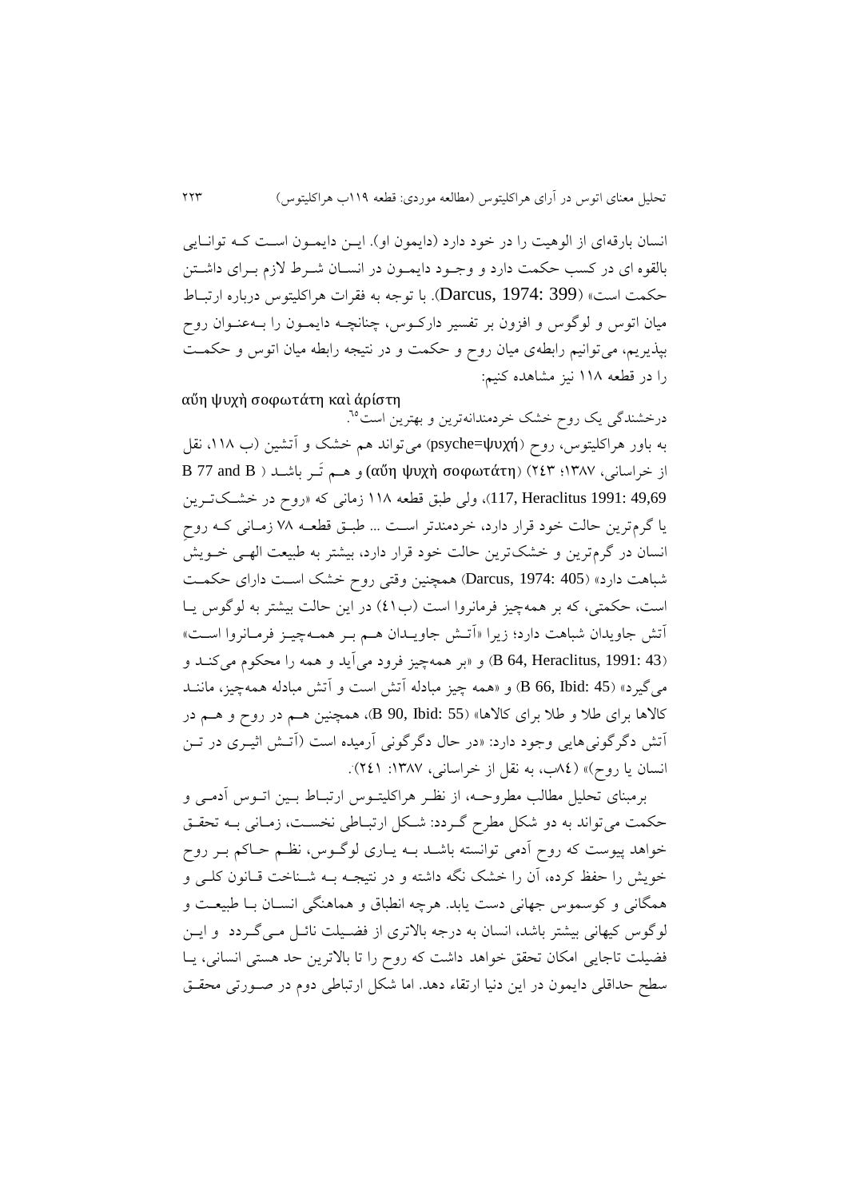انسان بارقه‌ای از الوهیت را در خود دارد (دایمون او). این دایمون است که توانایی بالقوه ای در کسب حکمت دارد و وجود دایمون در انسان شرط لازم برای داشتن حکمت است» (Darcus, 1974: 399). با توجه به فقرات هراکلیتوس درباره ارتباط میان اتوس و لوگوس و افزون بر تفسیر دارکوس، چنانچه دایمون را به‌عنوان روح بپذیریم، می‌توانیم رابطه‌ی میان روح و حکمت و در نتیجه رابطه میان اتوس و حکمت را در قطعه ۱۱۸ نیز مشاهده کنیم:

αὕη ψυχὴ σοφωτάτη καὶ ἀρίστη

درخشندگی یک روح خشک خردمندانه‌ترین و بهترین است[۶۵].

به باور هراکلیتوس، روح (psyche=ψυχή) می‌تواند هم خشک و آتشین (ب ۱۱۸، نقل از خراسانی، ۱۳۸۷؛ ۲۴۳) (αὕη ψυχὴ σοφωτάτη) و هم تَر باشد (B 77 and B 117, Heraclitus 1991: 49,69)، ولی طبق قطعه ۱۱۸ زمانی که «روح در خشک‌ترین یا گرم‌ترین حالت خود قرار دارد، خردمندتر است ... طبق قطعه ۷۸ زمانی که روحِ انسان در گرم‌ترین و خشک‌ترین حالت خود قرار دارد، بیشتر به طبیعت الهی خویش شباهت دارد» (Darcus, 1974: 405) همچنین وقتی روح خشک است دارای حکمت است، حکمتی، که بر همه‌چیز فرمانروا است (ب۴۱) در این حالت بیشتر به لوگوس یا آتش جاویدان شباهت دارد؛ زیرا «آتش جاویدان هم بر همه‌چیز فرمانروا است» (B 64, Heraclitus, 1991: 43) و «بر همه‌چیز فرود می‌آید و همه را محکوم می‌کند و می‌گیرد» (B 66, Ibid: 45) و «همه چیز مبادله آتش است و آتش مبادله همه‌چیز، مانند کالاها برای طلا و طلا برای کالاها» (B 90, Ibid: 55)، همچنین هم در روح و هم در آتش دگرگونی‌هایی وجود دارد: «در حال دگرگونی آرمیده است (آتش اثیری در تن انسان یا روح)» (۸۴ب، به نقل از خراسانی، ۱۳۸۷: ۲۴۱).

برمبنای تحلیل مطالب مطروحه، از نظر هراکلیتوس ارتباط بین اتوس آدمی و حکمت می‌تواند به دو شکل مطرح گردد: شکل ارتباطی نخست، زمانی به تحقق خواهد پیوست که روح آدمی توانسته باشد به یاری لوگوس، نظم حاکم بر روح خویش را حفظ کرده، آن را خشک نگه داشته و در نتیجه به شناخت قانون کلی و همگانی و کوسموس جهانی دست یابد. هرچه انطباق و هماهنگی انسان با طبیعت و لوگوس کیهانی بیشتر باشد، انسان به درجه بالاتری از فضیلت نائل می‌گردد و این فضیلت تاجایی امکان تحقق خواهد داشت که روح را تا بالاترین حد هستی انسانی، یا سطح حداقلی دایمون در این دنیا ارتقاء دهد. اما شکل ارتباطی دوم در صورتی محقق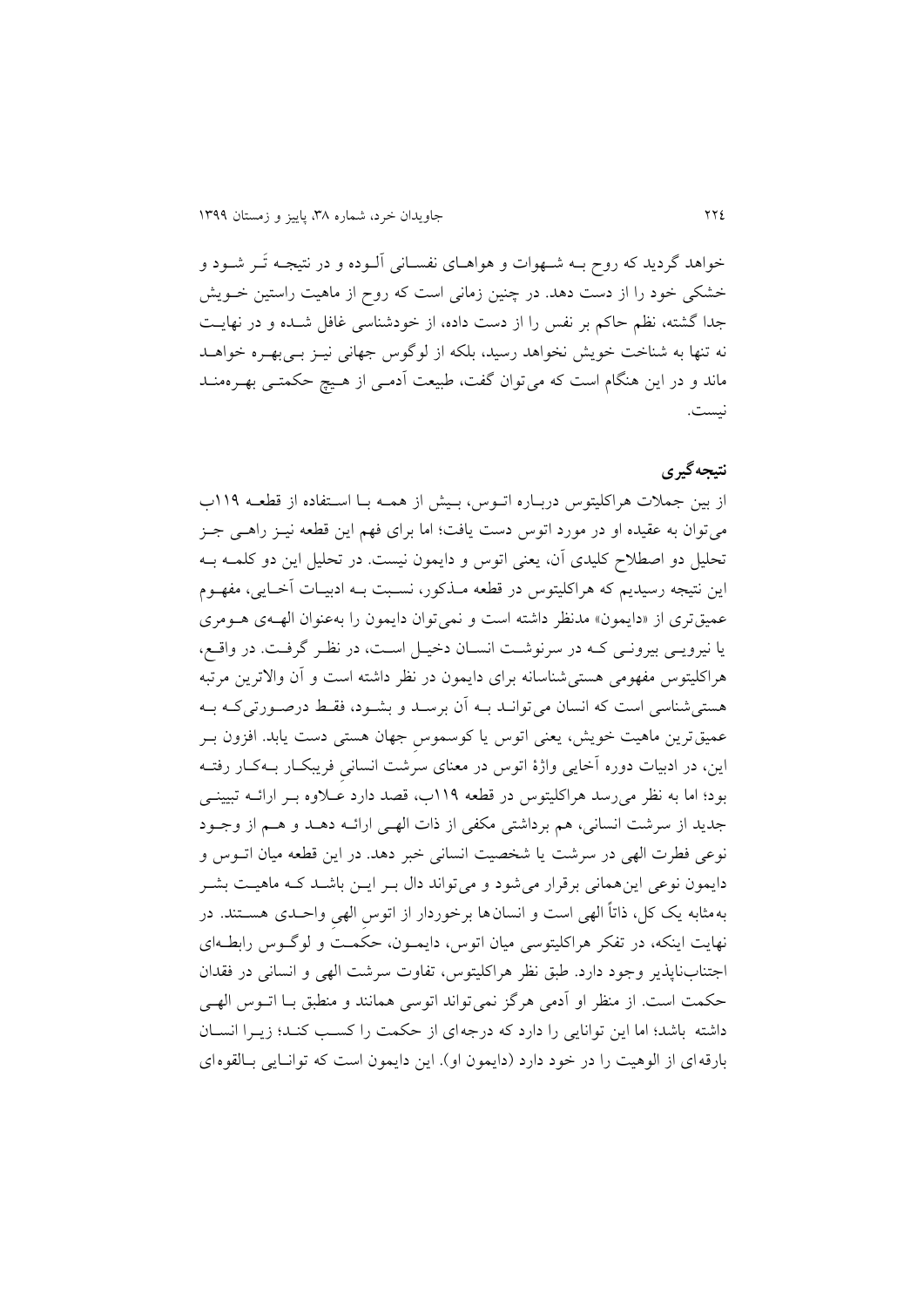خواهد گردید که روح بـه شـهوات و هواهـای نفسـانی آلـوده و در نتیجـه تَـر شـود و خشکی خود را از دست دهد. در چنین زمانی است که روح از ماهیت راستین خـویش جدا گشته، نظم حاکم بر نفس را از دست داده، از خودشناسی غافل شـده و در نهایـت نه تنها به شناخت خویش نخواهد رسید، بلکه از لوگوس جهانی نیـز بـی‌بهـره خواهـد ماند و در این هنگام است که می‌توان گفت، طبیعت آدمـی از هـیچ حکمتـی بهـره‌منـد نیست.

## نتیجه‌گیری

از بین جملات هراکلیتوس دربـاره اتـوس، بـیش از همـه بـا اسـتفاده از قطعـه ۱۱۹ب می‌توان به عقیده او در مورد اتوس دست یافت؛ اما برای فهم این قطعه نیـز راهـی جـز تحلیل دو اصطلاح کلیدی آن، یعنی اتوس و دایمون نیست. در تحلیل این دو کلمـه بـه این نتیجه رسیدیم که هراکلیتوس در قطعه مـذکور، نسـبت بـه ادبیـات آخـایی، مفهـوم عمیق‌تری از «دایمون» مدنظر داشته است و نمی‌توان دایمون را به‌عنوان الهـه‌ی هـومری یا نیرویـی بیرونـی کـه در سرنوشـت انسـان دخیـل اسـت، در نظـر گرفـت. در واقـع، هراکلیتوس مفهومی هستی‌شناسانه برای دایمون در نظر داشته است و آن والاترین مرتبه هستی‌شناسی است که انسان می‌توانـد بـه آن برسـد و بشـود، فقـط درصـورتی‌که بـه عمیق‌ترین ماهیت خویش، یعنی اتوس یا کوسموسِ جهان هستی دست یابد. افزون بـر این، در ادبیات دوره آخایی واژۀ اتوس در معنای سرشت انسانیِ فریبکـار بـه‌کـار رفتـه بود؛ اما به نظر می‌رسد هراکلیتوس در قطعه ۱۱۹ب، قصد دارد عـلاوه بـر ارائـه تبیینـی جدید از سرشت انسانی، هم برداشتی مکفی از ذات الهـی ارائـه دهـد و هـم از وجـود نوعی فطرت الهی در سرشت یا شخصیت انسانی خبر دهد. در این قطعه میان اتـوس و دایمون نوعی این‌همانی برقرار می‌شود و می‌تواند دال بـر ایـن باشـد کـه ماهیـت بشـر به‌مثابه یک کل، ذاتاً الهی است و انسان‌ها برخوردار از اتوسِ الهیِ واحـدی هسـتند. در نهایت اینکه، در تفکر هراکلیتوسی میان اتوس، دایمـون، حکمـت و لوگـوس رابطـه‌ای اجتناب‌ناپذیر وجود دارد. طبق نظر هراکلیتوس، تفاوت سرشت الهی و انسانی در فقدان حکمت است. از منظر او آدمی هرگز نمی‌تواند اتوسی همانند و منطبق بـا اتـوس الهـی داشته باشد؛ اما این توانایی را دارد که درجه‌ای از حکمت را کسـب کنـد؛ زیـرا انسـان بارقه‌ای از الوهیت را در خود دارد (دایمون او). این دایمون است که توانـایی بـالقوه‌ای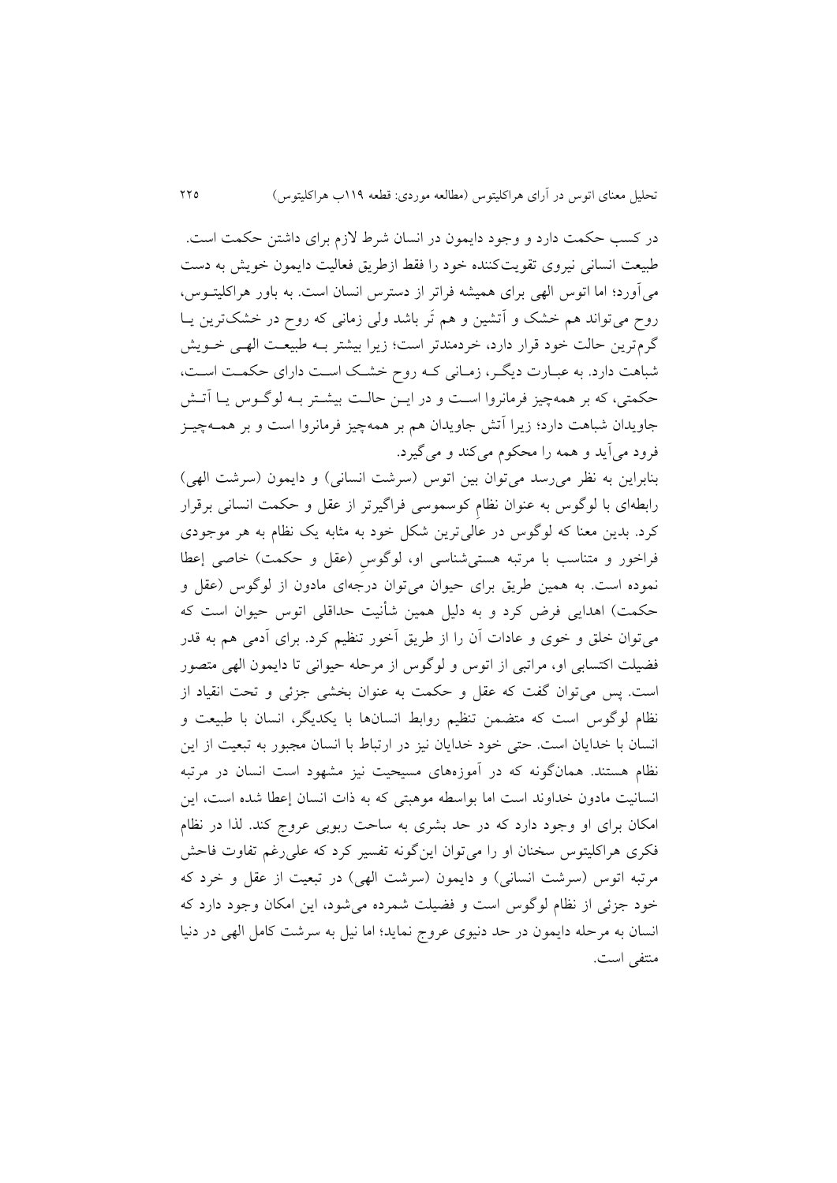در کسب حکمت دارد و وجود دایمون در انسان شرط لازم برای داشتن حکمت است. طبیعت انسانی نیروی تقویت‌کننده خود را فقط ازطریق فعالیت دایمون خویش به دست می‌آورد؛ اما اتوس الهی برای همیشه فراتر از دسترس انسان است. به باور هراکلیتوس، روح می‌تواند هم خشک و آتشین و هم تَر باشد ولی زمانی که روح در خشک‌ترین یا گرم‌ترین حالت خود قرار دارد، خردمندتر است؛ زیرا بیشتر به طبیعت الهی خویش شباهت دارد. به عبارت دیگر، زمانی که روح خشک است دارای حکمت است، حکمتی، که بر همه‌چیز فرمانروا است و در این حالت بیشتر به لوگوس یا آتش جاویدان شباهت دارد؛ زیرا آتش جاویدان هم بر همه‌چیز فرمانروا است و بر همه‌چیز فرود می‌آید و همه را محکوم می‌کند و می‌گیرد.

بنابراین به نظر می‌رسد می‌توان بین اتوس (سرشت انسانی) و دایمون (سرشت الهی) رابطه‌ای با لوگوس به عنوان نظامِ کوسموسی فراگیرتر از عقل و حکمت انسانی برقرار کرد. بدین معنا که لوگوس در عالی‌ترین شکل خود به مثابه یک نظام به هر موجودی فراخور و متناسب با مرتبه هستی‌شناسی او، لوگوسِ (عقل و حکمت) خاصی إعطا نموده است. به همین طریق برای حیوان می‌توان درجه‌ای مادون از لوگوس (عقل و حکمت) اهدایی فرض کرد و به دلیل همین شأنیت حداقلی اتوس حیوان است که می‌توان خلق و خوی و عادات آن را از طریق آخور تنظیم کرد. برای آدمی هم به قدر فضیلت اکتسابی او، مراتبی از اتوس و لوگوس از مرحله حیوانی تا دایمون الهی متصور است. پس می‌توان گفت که عقل و حکمت به عنوان بخشی جزئی و تحت انقیاد از نظام لوگوس است که متضمن تنظیم روابط انسان‌ها با یکدیگر، انسان با طبیعت و انسان با خدایان است. حتی خود خدایان نیز در ارتباط با انسان مجبور به تبعیت از این نظام هستند. همان‌گونه که در آموزه‌های مسیحیت نیز مشهود است انسان در مرتبه انسانیت مادون خداوند است اما بواسطه موهبتی که به ذات انسان إعطا شده است، این امکان برای او وجود دارد که در حد بشری به ساحت ربوبی عروج کند. لذا در نظام فکری هراکلیتوس سخنان او را می‌توان این‌گونه تفسیر کرد که علی‌رغم تفاوت فاحش مرتبه اتوس (سرشت انسانی) و دایمون (سرشت الهی) در تبعیت از عقل و خرد که خود جزئی از نظام لوگوس است و فضیلت شمرده می‌شود، این امکان وجود دارد که انسان به مرحله دایمون در حد دنیوی عروج نماید؛ اما نیل به سرشت کامل الهی در دنیا منتفی است.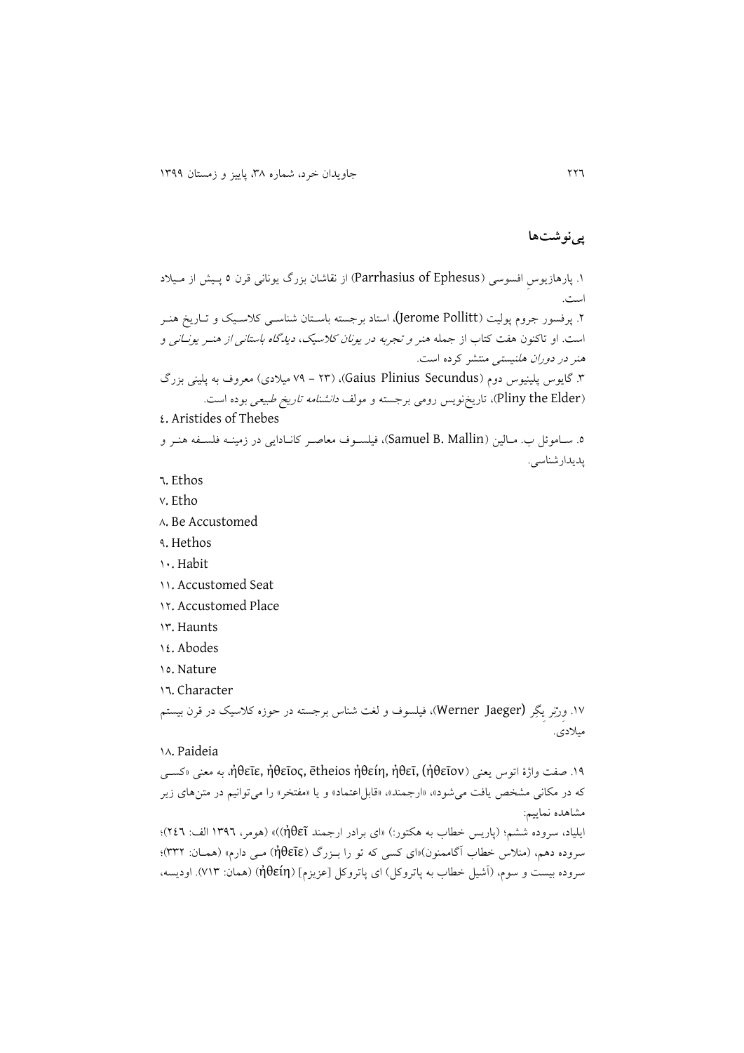## پی‌نوشت‌ها

۱. پارهازیوسِ افسوسی (Parrhasius of Ephesus) از نقاشان بزرگ یونانی قرن ۵ پیش از میلاد است.

۲. پرفسور جروم پولیت (Jerome Pollitt)، استاد برجسته باستان شناسی کلاسیک و تاریخ هنر است. او تاکنون هفت کتاب از جمله *هنر و تجربه در یونان کلاسیک*، *دیدگاه باستانی از هنر یونانی* و *هنر در دوران هلنیستی* منتشر کرده است.

۳. گایوس پلینیوس دوم (Gaius Plinius Secundus)، (۲۳ – ۷۹ میلادی) معروف به پلینی بزرگ (Pliny the Elder)، تاریخ‌نویس رومی برجسته و مولف *دانشنامه تاریخ طبیعی* بوده است.

٤. Aristides of Thebes

۵. ساموئل ب. مالین (Samuel B. Mallin)، فیلسوف معاصر کانادایی در زمینه فلسفه هنر و پدیدارشناسی.

٦. Ethos

۷. Etho

۸. Be Accustomed

۹. Hethos

۱۰. Habit

۱۱. Accustomed Seat

۱۲. Accustomed Place

۱۳. Haunts

١٤. Abodes

۱۵. Nature

١٦. Character

۱۷. ورنر یگر (Werner Jaeger)، فیلسوف و لغت شناس برجسته در حوزه کلاسیک در قرن بیستم میلادی.

۱۸. Paideia

۱۹. صفت واژهٔ اتوس یعنی (ἠθεῖον) ,ἠθεῖε, ἠθεῖος, ētheios ἠθείη, ἠθεῖ، به معنی «کسی که در مکانی مشخص یافت می‌شود»، «ارجمند»، «قابل‌اعتماد» و یا «مفتخر» را می‌توانیم در متن‌های زیر مشاهده نماییم:

ایلیاد، سروده ششم؛ (پاریس خطاب به هکتور:) «ای برادر ارجمند (ἠθεῖ)» (هومر، ۱۳۹٦ الف: ۲٤٦)؛ سروده دهم، (منلاس خطاب آگاممنون)«ای کسی که تو را بزرگ (ἠθεῖε) می دارم» (همان: ۳۳۲)؛ سروده بیست و سوم، (آشیل خطاب به پاتروکل) ای پاتروکل [عزیزم] (ἠθείη) (همان: ۷۱۳). اودیسه،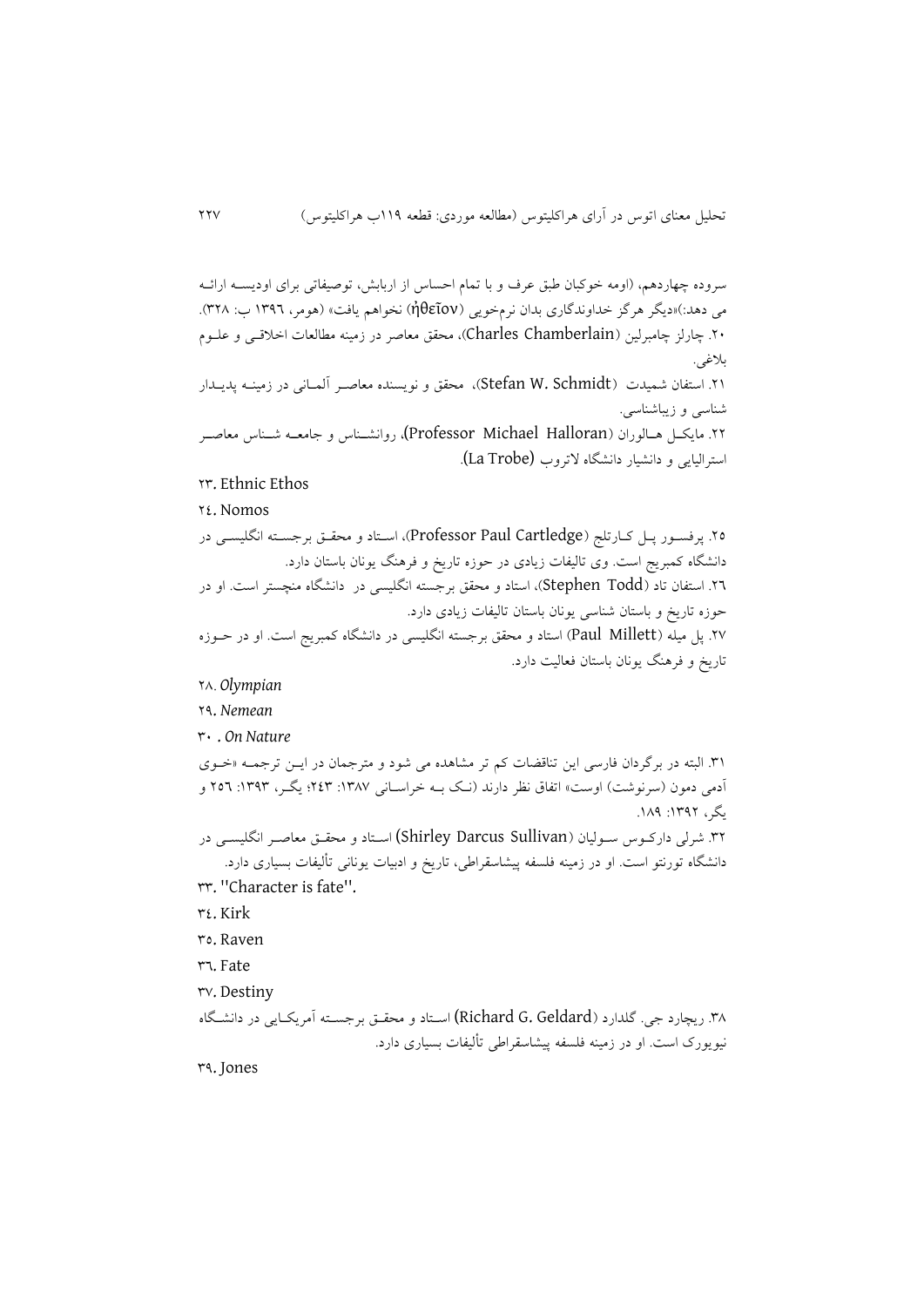سروده چهاردهم، (اومه خوکبان طبق عرف و با تمام احساس از اربابش، توصیفاتی برای اودیسه ارائه می دهد:)«دیگر هرگز خداوندگاری بدان نرم‌خویی (ἤθεῖον) نخواهم یافت» (هومر، ۱۳۹٦ ب: ۳۲۸).

۲۰. چارلز چامبرلین (Charles Chamberlain)، محقق معاصر در زمینه مطالعات اخلاقی و علوم بلاغی.

۲۱. استفان شمیدت (Stefan W. Schmidt)، محقق و نویسنده معاصر آلمانی در زمینه پدیدار شناسی و زیباشناسی.

۲۲. مایکل هالوران (Professor Michael Halloran)، روانشناس و جامعه شناس معاصر استرالیایی و دانشیار دانشگاه لاتروب (La Trobe).

۲۳. Ethnic Ethos

۲٤. Nomos

۲۵. پرفسور پل کارتلج (Professor Paul Cartledge)، استاد و محقق برجسته انگلیسی در دانشگاه کمبریج است. وی تالیفات زیادی در حوزه تاریخ و فرهنگ یونان باستان دارد.

۲٦. استفان تاد (Stephen Todd)، استاد و محقق برجسته انگلیسی در دانشگاه منچستر است. او در حوزه تاریخ و باستان شناسی یونان باستان تالیفات زیادی دارد.

۲۷. پل میله (Paul Millett) استاد و محقق برجسته انگلیسی در دانشگاه کمبریج است. او در حوزه تاریخ و فرهنگ یونان باستان فعالیت دارد.

۲۸. *Olympian*

۲۹. *Nemean*

۳۰ . *On Nature*

۳۱. البته در برگردان فارسی این تناقضات کم تر مشاهده می شود و مترجمان در این ترجمه «خوی آدمی دمون (سرنوشت) اوست» اتفاق نظر دارند (نک به خراسانی ۱۳۸۷: ۲٤۳؛ یگر، ۱۳۹۳: ۲۵٦ و یگر، ۱۳۹۲: ۱۸۹.

۳۲. شرلی دارکوس سولیان (Shirley Darcus Sullivan) استاد و محقق معاصر انگلیسی در دانشگاه تورنتو است. او در زمینه فلسفه پیشاسقراطی، تاریخ و ادبیات یونانی تألیفات بسیاری دارد.

۳۳. "Character is fate".

۳٤. Kirk

۳۵. Raven

۳٦. Fate

۳۷. Destiny

۳۸. ریچارد جی. گلدارد (Richard G. Geldard) استاد و محقق برجسته آمریکایی در دانشگاه نیویورک است. او در زمینه فلسفه پیشاسقراطی تألیفات بسیاری دارد.

۳۹. Jones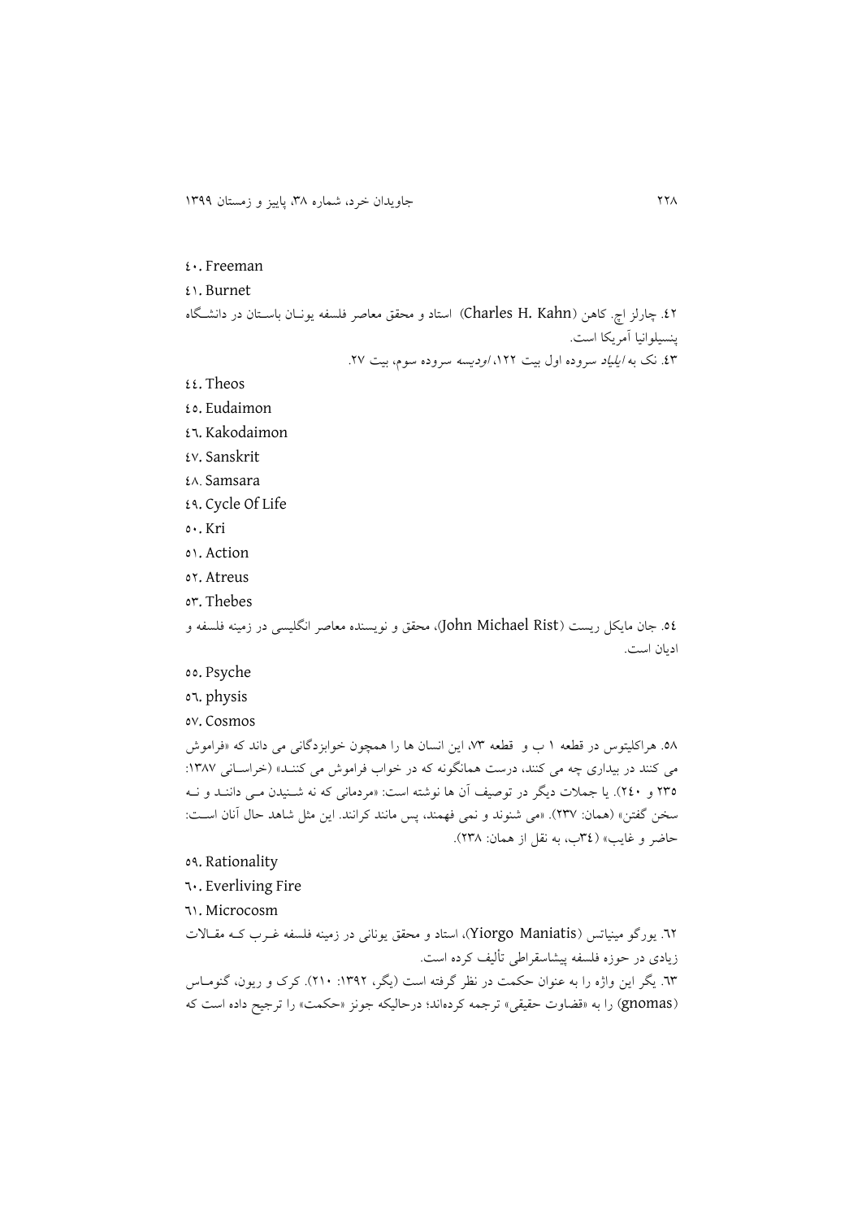٤٠. Freeman

٤١. Burnet

٤٢. چارلز اچ. کاهن (Charles H. Kahn) استاد و محقق معاصر فلسفه یونـان باسـتان در دانشـگاه پنسیلوانیا آمریکا است.

٤٣. نک به *ایلیاد* سروده اول بیت ١٢٢، *اودیسه* سروده سوم، بیت ٢٧.

٤٤. Theos

٤٥. Eudaimon

٤٦. Kakodaimon

٤٧. Sanskrit

٤٨. Samsara

٤٩. Cycle Of Life

٥٠. Kri

٥١. Action

٥٢. Atreus

٥٣. Thebes

٥٤. جان مایکل ریست (John Michael Rist)، محقق و نویسنده معاصر انگلیسی در زمینه فلسفه و ادیان است.

٥٥. Psyche

٥٦. physis

٥٧. Cosmos

٥٨. هراکلیتوس در قطعه ١ ب و قطعه ٧٣، این انسان ها را همچون خوابزدگانی می داند که «فراموش می کنند در بیداری چه می کنند، درست همانگونه که در خواب فراموش می کننـد» (خراسـانی ١٣٨٧: ٢٣٥ و ٢٤٠). یا جملات دیگر در توصیف آن ها نوشته است: «مردمانی که نه شـنیدن مـی داننـد و نـه سخن گفتن» (همان: ٢٣٧). «می شنوند و نمی فهمند، پس مانند کرانند. این مثل شاهد حال آنان اسـت: حاضر و غایب» (٣٤ب، به نقل از همان: ٢٣٨).

٥٩. Rationality

٦٠. Everliving Fire

٦١. Microcosm

٦٢. یورگو مینیاتس (Yiorgo Maniatis)، استاد و محقق یونانی در زمینه فلسفه غـرب کـه مقـالات زیادی در حوزه فلسفه پیشاسقراطی تألیف کرده است.

٦٣. یگر این واژه را به عنوان حکمت در نظر گرفته است (یگر، ١٣٩٢: ٢١٠). کرک و ریون، گنومـاس (gnomas) را به «قضاوت حقیقی» ترجمه کرده‌اند؛ درحالیکه جونز «حکمت» را ترجیح داده است که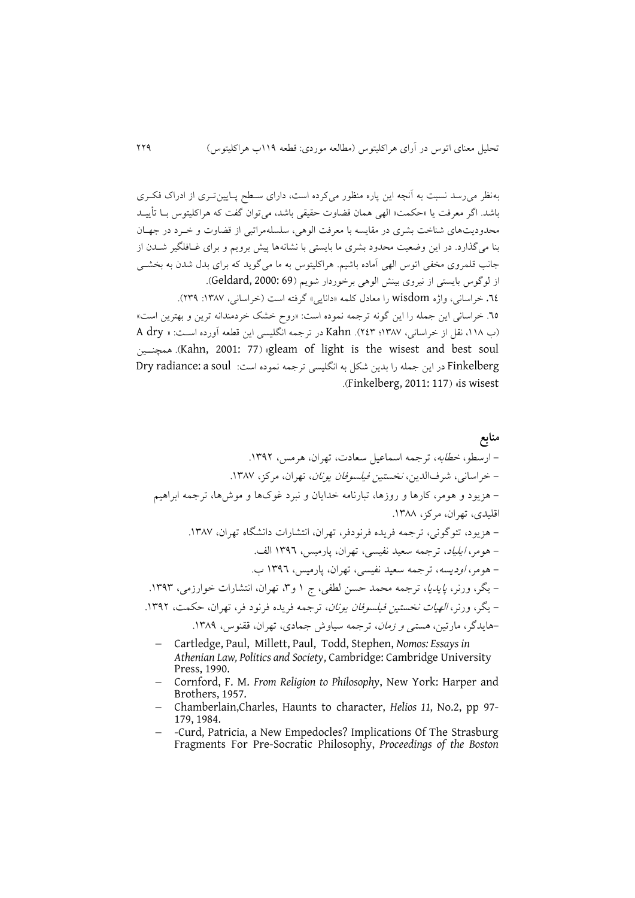به‌نظر می‌رسد نسبت به آنچه این پاره منظور می‌کرده است، دارای سطح پایین‌تری از ادراک فکری باشد. اگر معرفت یا «حکمت» الهی همان قضاوت حقیقی باشد، می‌توان گفت که هراکلیتوس با تأیید محدودیت‌های شناخت بشری در مقایسه با معرفت الوهی، سلسله‌مراتبی از قضاوت و خرد در جهان بنا می‌گذارد. در این وضعیت محدود بشری ما بایستی با نشانه‌ها پیش برویم و برای غافلگیر شدن از جانب قلمروی مخفی اتوس الهی آماده باشیم. هراکلیتوس به ما می‌گوید که برای بدل شدن به بخشی از لوگوس بایستی از نیروی بینش الوهی برخوردار شویم (Geldard, 2000: 69).

٦٤. خراسانی، واژه wisdom را معادل کلمه «دانایی» گرفته است (خراسانی، ١٣٨٧: ٢٣٩).

٦٥. خراسانی این جمله را این گونه ترجمه نموده است: «روح خشک خردمندانه ترین و بهترین است» (ب ١١٨، نقل از خراسانی، ١٣٨٧؛ ٢٤٣). Kahn در ترجمه انگلیسی این قطعه آورده است: « A dry gleam of light is the wisest and best soul» (Kahn, 2001: 77). همچنین Finkelberg در این جمله را بدین شکل به انگلیسی ترجمه نموده است: Dry radiance: a soul is wisest» (Finkelberg, 2011: 117).

## منابع

- ارسطو، *خطابه*، ترجمه اسماعیل سعادت، تهران، هرمس، ١٣٩٢.
- خراسانی، شرف‌الدین، *نخستین فیلسوفان یونان*، تهران، مرکز، ١٣٨٧.
- هزیود و هومر، کارها و روزها، تبارنامه خدایان و نبرد غوک‌ها و موش‌ها، ترجمه ابراهیم اقلیدی، تهران، مرکز، ١٣٨٨.
- هزیود، تئوگونی، ترجمه فریده فرنودفر، تهران، انتشارات دانشگاه تهران، ١٣٨٧.
- هومر، *ایلیاد*، ترجمه سعید نفیسی، تهران، پارمیس، ١٣٩٦ الف.
- هومر، *ادیسه*، ترجمه سعید نفیسی، تهران، پارمیس، ١٣٩٦ ب.
- یگر، ورنر، *پایدیا*، ترجمه محمد حسن لطفی، ج ١ و٣، تهران، انتشارات خوارزمی، ١٣٩٣.
- یگر، ورنر، *الهیات نخستین فیلسوفان یونان*، ترجمه فریده فرنود فر، تهران، حکمت، ١٣٩٢.
- هایدگر، مارتین، *هستی و زمان*، ترجمه سیاوش جمادی، تهران، ققنوس، ١٣٨٩.

- Cartledge, Paul, Millett, Paul, Todd, Stephen, *Nomos: Essays in Athenian Law, Politics and Society*, Cambridge: Cambridge University Press, 1990.
- Cornford, F. M. *From Religion to Philosophy*, New York: Harper and Brothers, 1957.
- Chamberlain,Charles, Haunts to character, *Helios 11,* No.2, pp 97-179, 1984.
- -Curd, Patricia, a New Empedocles? Implications Of The Strasburg Fragments For Pre-Socratic Philosophy, *Proceedings of the Boston*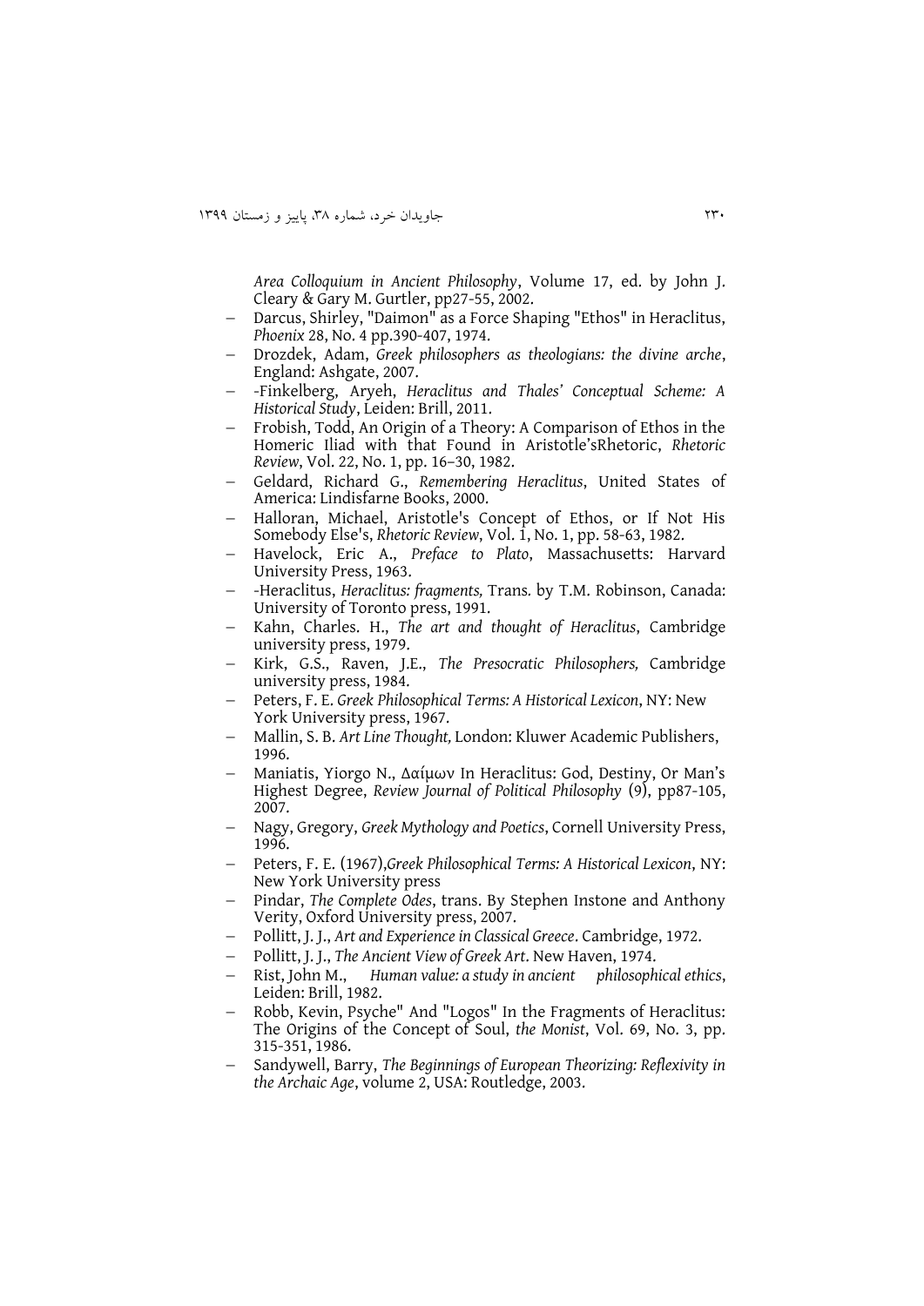*Area Colloquium in Ancient Philosophy*, Volume 17, ed. by John J. Cleary & Gary M. Gurtler, pp27-55, 2002.

- Darcus, Shirley, "Daimon" as a Force Shaping "Ethos" in Heraclitus, *Phoenix* 28, No. 4 pp.390-407, 1974.
- Drozdek, Adam, *Greek philosophers as theologians: the divine arche*, England: Ashgate, 2007.
- -Finkelberg, Aryeh, *Heraclitus and Thales' Conceptual Scheme: A Historical Study*, Leiden: Brill, 2011.
- Frobish, Todd, An Origin of a Theory: A Comparison of Ethos in the Homeric Iliad with that Found in Aristotle'sRhetoric, *Rhetoric Review*, Vol. 22, No. 1, pp. 16–30, 1982.
- Geldard, Richard G., *Remembering Heraclitus*, United States of America: Lindisfarne Books, 2000.
- Halloran, Michael, Aristotle's Concept of Ethos, or If Not His Somebody Else's, *Rhetoric Review*, Vol. 1, No. 1, pp. 58-63, 1982.
- Havelock, Eric A., *Preface to Plato*, Massachusetts: Harvard University Press, 1963.
- -Heraclitus, *Heraclitus: fragments,* Trans. by T.M. Robinson, Canada: University of Toronto press, 1991.
- Kahn, Charles. H., *The art and thought of Heraclitus*, Cambridge university press, 1979.
- Kirk, G.S., Raven, J.E., *The Presocratic Philosophers,* Cambridge university press, 1984.
- Peters, F. E. *Greek Philosophical Terms: A Historical Lexicon*, NY: New York University press, 1967.
- Mallin, S. B. *Art Line Thought,* London: Kluwer Academic Publishers, 1996.
- Maniatis, Yiorgo N., Δαίμων In Heraclitus: God, Destiny, Or Man's Highest Degree, *Review Journal of Political Philosophy* (9), pp87-105, 2007.
- Nagy, Gregory, *Greek Mythology and Poetics*, Cornell University Press, 1996.
- Peters, F. E. (1967),*Greek Philosophical Terms: A Historical Lexicon*, NY: New York University press
- Pindar, *The Complete Odes*, trans. By Stephen Instone and Anthony Verity, Oxford University press, 2007.
- Pollitt, J. J., *Art and Experience in Classical Greece*. Cambridge, 1972.
- Pollitt, J. J., *The Ancient View of Greek Art*. New Haven, 1974.
- Rist, John M., *Human value: a study in ancient philosophical ethics*, Leiden: Brill, 1982.
- Robb, Kevin, Psyche" And "Logos" In the Fragments of Heraclitus: The Origins of the Concept of Soul, *the Monist*, Vol. 69, No. 3, pp. 315-351, 1986.
- Sandywell, Barry, *The Beginnings of European Theorizing: Reflexivity in the Archaic Age*, volume 2, USA: Routledge, 2003.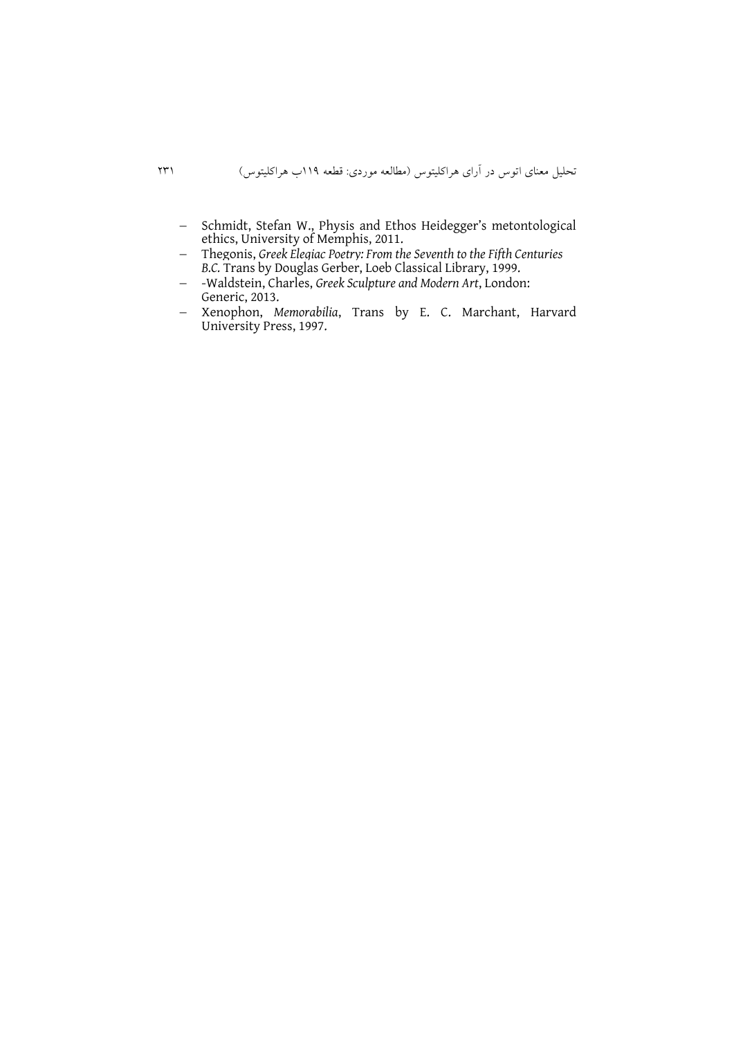- Schmidt, Stefan W., Physis and Ethos Heidegger's metontological ethics, University of Memphis, 2011.
- Thegonis, *Greek Elegiac Poetry: From the Seventh to the Fifth Centuries B.C.* Trans by Douglas Gerber, Loeb Classical Library, 1999.
- -Waldstein, Charles, *Greek Sculpture and Modern Art*, London: Generic, 2013.
- Xenophon, *Memorabilia*, Trans by E. C. Marchant, Harvard University Press, 1997.